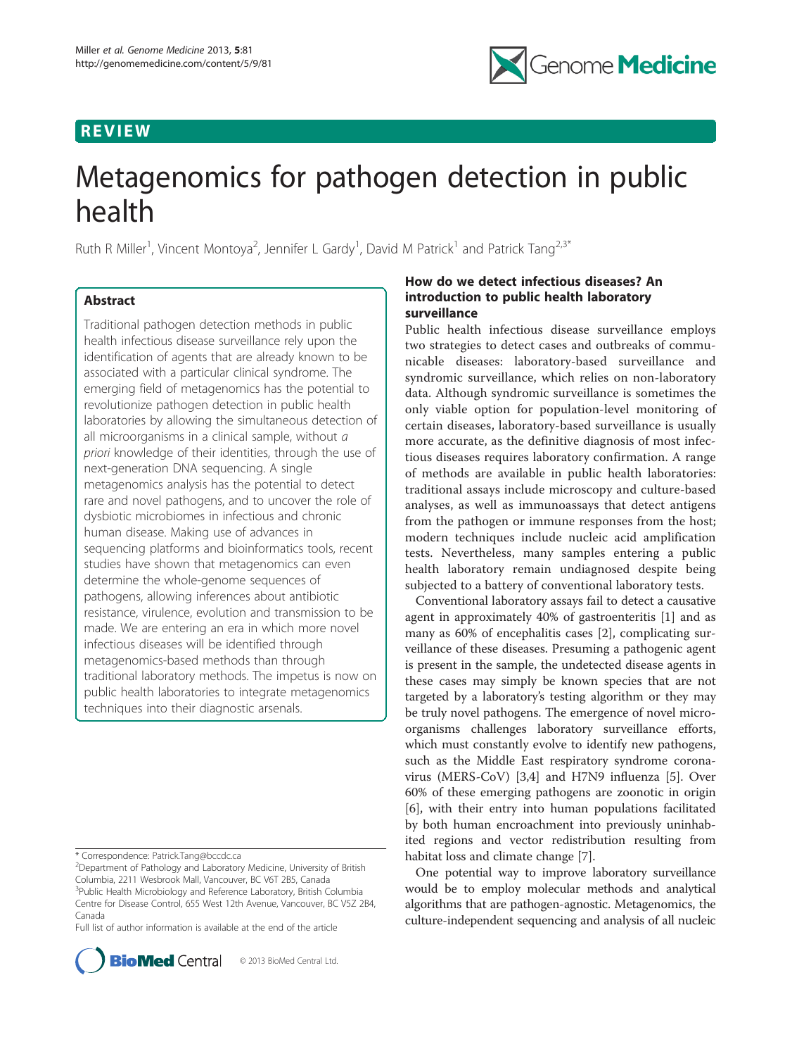## REVIEW

# Metagenomics for pathogen detection in public health

Ruth R Miller[1], Vincent Montoya[2], Jennifer L Gardy[1], David M Patrick[1] and Patrick Tang[2,3*]

## Abstract

Traditional pathogen detection methods in public health infectious disease surveillance rely upon the identification of agents that are already known to be associated with a particular clinical syndrome. The emerging field of metagenomics has the potential to revolutionize pathogen detection in public health laboratories by allowing the simultaneous detection of all microorganisms in a clinical sample, without *a priori* knowledge of their identities, through the use of next-generation DNA sequencing. A single metagenomics analysis has the potential to detect rare and novel pathogens, and to uncover the role of dysbiotic microbiomes in infectious and chronic human disease. Making use of advances in sequencing platforms and bioinformatics tools, recent studies have shown that metagenomics can even determine the whole-genome sequences of pathogens, allowing inferences about antibiotic resistance, virulence, evolution and transmission to be made. We are entering an era in which more novel infectious diseases will be identified through metagenomics-based methods than through traditional laboratory methods. The impetus is now on public health laboratories to integrate metagenomics techniques into their diagnostic arsenals.

\* Correspondence: Patrick.Tang@bccdc.ca
[2]Department of Pathology and Laboratory Medicine, University of British Columbia, 2211 Wesbrook Mall, Vancouver, BC V6T 2B5, Canada
[3]Public Health Microbiology and Reference Laboratory, British Columbia Centre for Disease Control, 655 West 12th Avenue, Vancouver, BC V5Z 2B4, Canada
Full list of author information is available at the end of the article

© 2013 BioMed Central Ltd.

## How do we detect infectious diseases? An introduction to public health laboratory surveillance

Public health infectious disease surveillance employs two strategies to detect cases and outbreaks of communicable diseases: laboratory-based surveillance and syndromic surveillance, which relies on non-laboratory data. Although syndromic surveillance is sometimes the only viable option for population-level monitoring of certain diseases, laboratory-based surveillance is usually more accurate, as the definitive diagnosis of most infectious diseases requires laboratory confirmation. A range of methods are available in public health laboratories: traditional assays include microscopy and culture-based analyses, as well as immunoassays that detect antigens from the pathogen or immune responses from the host; modern techniques include nucleic acid amplification tests. Nevertheless, many samples entering a public health laboratory remain undiagnosed despite being subjected to a battery of conventional laboratory tests.

Conventional laboratory assays fail to detect a causative agent in approximately 40% of gastroenteritis [1] and as many as 60% of encephalitis cases [2], complicating surveillance of these diseases. Presuming a pathogenic agent is present in the sample, the undetected disease agents in these cases may simply be known species that are not targeted by a laboratory's testing algorithm or they may be truly novel pathogens. The emergence of novel microorganisms challenges laboratory surveillance efforts, which must constantly evolve to identify new pathogens, such as the Middle East respiratory syndrome coronavirus (MERS-CoV) [3,4] and H7N9 influenza [5]. Over 60% of these emerging pathogens are zoonotic in origin [6], with their entry into human populations facilitated by both human encroachment into previously uninhabited regions and vector redistribution resulting from habitat loss and climate change [7].

One potential way to improve laboratory surveillance would be to employ molecular methods and analytical algorithms that are pathogen-agnostic. Metagenomics, the culture-independent sequencing and analysis of all nucleic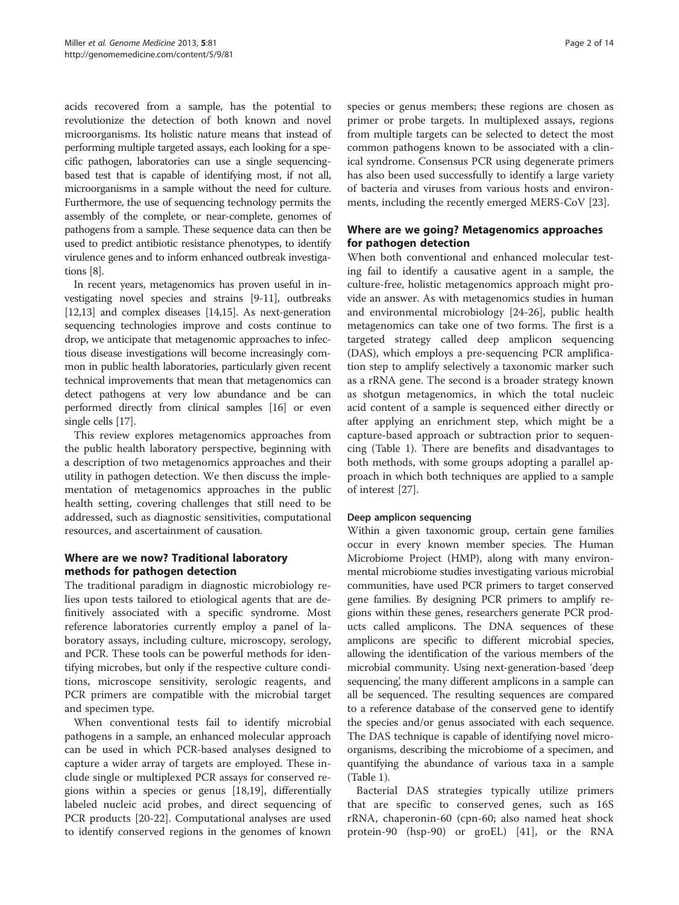acids recovered from a sample, has the potential to revolutionize the detection of both known and novel microorganisms. Its holistic nature means that instead of performing multiple targeted assays, each looking for a specific pathogen, laboratories can use a single sequencing-based test that is capable of identifying most, if not all, microorganisms in a sample without the need for culture. Furthermore, the use of sequencing technology permits the assembly of the complete, or near-complete, genomes of pathogens from a sample. These sequence data can then be used to predict antibiotic resistance phenotypes, to identify virulence genes and to inform enhanced outbreak investigations [8].

In recent years, metagenomics has proven useful in investigating novel species and strains [9-11], outbreaks [12,13] and complex diseases [14,15]. As next-generation sequencing technologies improve and costs continue to drop, we anticipate that metagenomic approaches to infectious disease investigations will become increasingly common in public health laboratories, particularly given recent technical improvements that mean that metagenomics can detect pathogens at very low abundance and be can performed directly from clinical samples [16] or even single cells [17].

This review explores metagenomics approaches from the public health laboratory perspective, beginning with a description of two metagenomics approaches and their utility in pathogen detection. We then discuss the implementation of metagenomics approaches in the public health setting, covering challenges that still need to be addressed, such as diagnostic sensitivities, computational resources, and ascertainment of causation.

## Where are we now? Traditional laboratory methods for pathogen detection

The traditional paradigm in diagnostic microbiology relies upon tests tailored to etiological agents that are definitively associated with a specific syndrome. Most reference laboratories currently employ a panel of laboratory assays, including culture, microscopy, serology, and PCR. These tools can be powerful methods for identifying microbes, but only if the respective culture conditions, microscope sensitivity, serologic reagents, and PCR primers are compatible with the microbial target and specimen type.

When conventional tests fail to identify microbial pathogens in a sample, an enhanced molecular approach can be used in which PCR-based analyses designed to capture a wider array of targets are employed. These include single or multiplexed PCR assays for conserved regions within a species or genus [18,19], differentially labeled nucleic acid probes, and direct sequencing of PCR products [20-22]. Computational analyses are used to identify conserved regions in the genomes of known species or genus members; these regions are chosen as primer or probe targets. In multiplexed assays, regions from multiple targets can be selected to detect the most common pathogens known to be associated with a clinical syndrome. Consensus PCR using degenerate primers has also been used successfully to identify a large variety of bacteria and viruses from various hosts and environments, including the recently emerged MERS-CoV [23].

## Where are we going? Metagenomics approaches for pathogen detection

When both conventional and enhanced molecular testing fail to identify a causative agent in a sample, the culture-free, holistic metagenomics approach might provide an answer. As with metagenomics studies in human and environmental microbiology [24-26], public health metagenomics can take one of two forms. The first is a targeted strategy called deep amplicon sequencing (DAS), which employs a pre-sequencing PCR amplification step to amplify selectively a taxonomic marker such as a rRNA gene. The second is a broader strategy known as shotgun metagenomics, in which the total nucleic acid content of a sample is sequenced either directly or after applying an enrichment step, which might be a capture-based approach or subtraction prior to sequencing (Table 1). There are benefits and disadvantages to both methods, with some groups adopting a parallel approach in which both techniques are applied to a sample of interest [27].

### Deep amplicon sequencing

Within a given taxonomic group, certain gene families occur in every known member species. The Human Microbiome Project (HMP), along with many environmental microbiome studies investigating various microbial communities, have used PCR primers to target conserved gene families. By designing PCR primers to amplify regions within these genes, researchers generate PCR products called amplicons. The DNA sequences of these amplicons are specific to different microbial species, allowing the identification of the various members of the microbial community. Using next-generation-based 'deep sequencing', the many different amplicons in a sample can all be sequenced. The resulting sequences are compared to a reference database of the conserved gene to identify the species and/or genus associated with each sequence. The DAS technique is capable of identifying novel microorganisms, describing the microbiome of a specimen, and quantifying the abundance of various taxa in a sample (Table 1).

Bacterial DAS strategies typically utilize primers that are specific to conserved genes, such as 16S rRNA, chaperonin-60 (cpn-60; also named heat shock protein-90 (hsp-90) or groEL) [41], or the RNA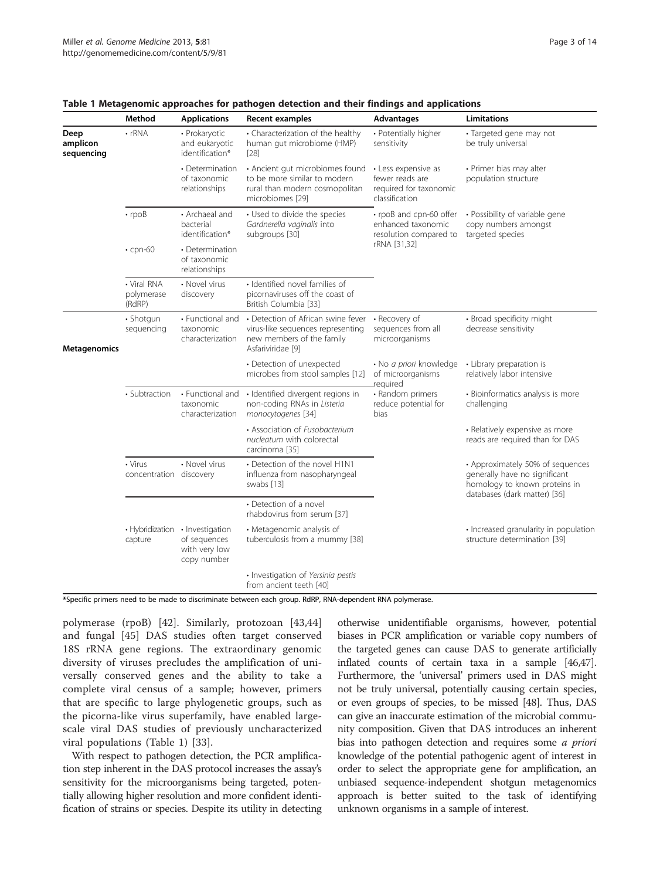**Table 1 Metagenomic approaches for pathogen detection and their findings and applications**

| | Method | Applications | Recent examples | Advantages | Limitations |
|---|---|---|---|---|---|
| Deep amplicon sequencing | • rRNA | • Prokaryotic and eukaryotic identification* | • Characterization of the healthy human gut microbiome (HMP) [28] | • Potentially higher sensitivity | • Targeted gene may not be truly universal |
| | | • Determination of taxonomic relationships | • Ancient gut microbiomes found to be more similar to modern rural than modern cosmopolitan microbiomes [29] | • Less expensive as fewer reads are required for taxonomic classification | • Primer bias may alter population structure |
| | • rpoB | • Archaeal and bacterial identification* | • Used to divide the species *Gardnerella vaginalis* into subgroups [30] | • rpoB and cpn-60 offer enhanced taxonomic resolution compared to rRNA [31,32] | • Possibility of variable gene copy numbers amongst targeted species |
| | • cpn-60 | • Determination of taxonomic relationships | | | |
| | • Viral RNA polymerase (RdRP) | • Novel virus discovery | • Identified novel families of picornaviruses off the coast of British Columbia [33] | | |
| Metagenomics | • Shotgun sequencing | • Functional and taxonomic characterization | • Detection of African swine fever virus-like sequences representing new members of the family Asfariviridae [9] | • Recovery of sequences from all microorganisms | • Broad specificity might decrease sensitivity |
| | | | • Detection of unexpected microbes from stool samples [12] | • No *a priori* knowledge of microorganisms required | • Library preparation is relatively labor intensive |
| | • Subtraction | • Functional and taxonomic characterization | • Identified divergent regions in non-coding RNAs in *Listeria monocytogenes* [34] | • Random primers reduce potential for bias | • Bioinformatics analysis is more challenging |
| | | | • Association of *Fusobacterium nucleatum* with colorectal carcinoma [35] | | • Relatively expensive as more reads are required than for DAS |
| | • Virus concentration | • Novel virus discovery | • Detection of the novel H1N1 influenza from nasopharyngeal swabs [13] | | • Approximately 50% of sequences generally have no significant homology to known proteins in databases (dark matter) [36] |
| | | | • Detection of a novel rhabdovirus from serum [37] | | |
| | • Hybridization capture | • Investigation of sequences with very low copy number | • Metagenomic analysis of tuberculosis from a mummy [38] | | • Increased granularity in population structure determination [39] |
| | | | • Investigation of *Yersinia pestis* from ancient teeth [40] | | |

*Specific primers need to be made to discriminate between each group. RdRP, RNA-dependent RNA polymerase.

polymerase (rpoB) [42]. Similarly, protozoan [43,44] and fungal [45] DAS studies often target conserved 18S rRNA gene regions. The extraordinary genomic diversity of viruses precludes the amplification of universally conserved genes and the ability to take a complete viral census of a sample; however, primers that are specific to large phylogenetic groups, such as the picorna-like virus superfamily, have enabled large-scale viral DAS studies of previously uncharacterized viral populations (Table 1) [33].

With respect to pathogen detection, the PCR amplification step inherent in the DAS protocol increases the assay's sensitivity for the microorganisms being targeted, potentially allowing higher resolution and more confident identification of strains or species. Despite its utility in detecting otherwise unidentifiable organisms, however, potential biases in PCR amplification or variable copy numbers of the targeted genes can cause DAS to generate artificially inflated counts of certain taxa in a sample [46,47]. Furthermore, the 'universal' primers used in DAS might not be truly universal, potentially causing certain species, or even groups of species, to be missed [48]. Thus, DAS can give an inaccurate estimation of the microbial community composition. Given that DAS introduces an inherent bias into pathogen detection and requires some *a priori* knowledge of the potential pathogenic agent of interest in order to select the appropriate gene for amplification, an unbiased sequence-independent shotgun metagenomics approach is better suited to the task of identifying unknown organisms in a sample of interest.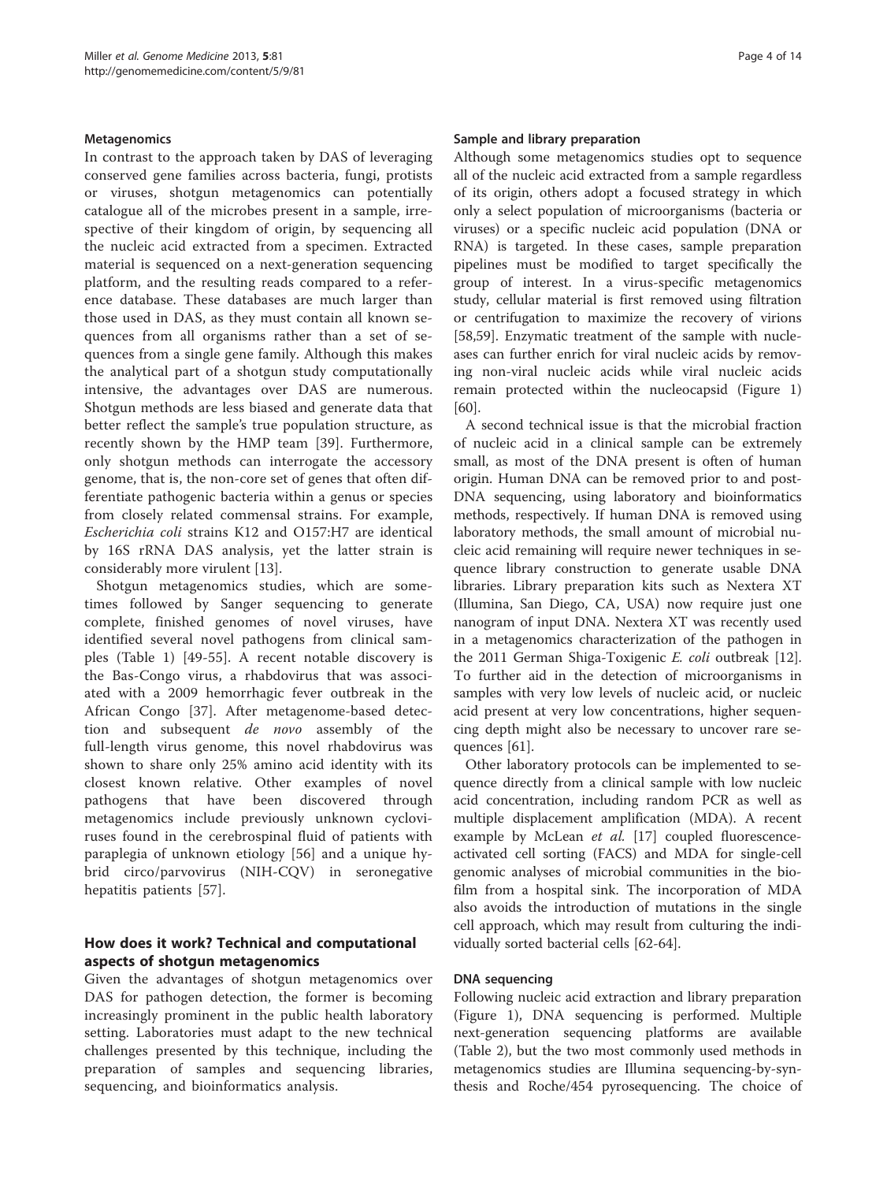### Metagenomics

In contrast to the approach taken by DAS of leveraging conserved gene families across bacteria, fungi, protists or viruses, shotgun metagenomics can potentially catalogue all of the microbes present in a sample, irrespective of their kingdom of origin, by sequencing all the nucleic acid extracted from a specimen. Extracted material is sequenced on a next-generation sequencing platform, and the resulting reads compared to a reference database. These databases are much larger than those used in DAS, as they must contain all known sequences from all organisms rather than a set of sequences from a single gene family. Although this makes the analytical part of a shotgun study computationally intensive, the advantages over DAS are numerous. Shotgun methods are less biased and generate data that better reflect the sample's true population structure, as recently shown by the HMP team [39]. Furthermore, only shotgun methods can interrogate the accessory genome, that is, the non-core set of genes that often differentiate pathogenic bacteria within a genus or species from closely related commensal strains. For example, *Escherichia coli* strains K12 and O157:H7 are identical by 16S rRNA DAS analysis, yet the latter strain is considerably more virulent [13].

Shotgun metagenomics studies, which are sometimes followed by Sanger sequencing to generate complete, finished genomes of novel viruses, have identified several novel pathogens from clinical samples (Table 1) [49-55]. A recent notable discovery is the Bas-Congo virus, a rhabdovirus that was associated with a 2009 hemorrhagic fever outbreak in the African Congo [37]. After metagenome-based detection and subsequent *de novo* assembly of the full-length virus genome, this novel rhabdovirus was shown to share only 25% amino acid identity with its closest known relative. Other examples of novel pathogens that have been discovered through metagenomics include previously unknown cycloviruses found in the cerebrospinal fluid of patients with paraplegia of unknown etiology [56] and a unique hybrid circo/parvovirus (NIH-CQV) in seronegative hepatitis patients [57].

## How does it work? Technical and computational aspects of shotgun metagenomics

Given the advantages of shotgun metagenomics over DAS for pathogen detection, the former is becoming increasingly prominent in the public health laboratory setting. Laboratories must adapt to the new technical challenges presented by this technique, including the preparation of samples and sequencing libraries, sequencing, and bioinformatics analysis.

### Sample and library preparation

Although some metagenomics studies opt to sequence all of the nucleic acid extracted from a sample regardless of its origin, others adopt a focused strategy in which only a select population of microorganisms (bacteria or viruses) or a specific nucleic acid population (DNA or RNA) is targeted. In these cases, sample preparation pipelines must be modified to target specifically the group of interest. In a virus-specific metagenomics study, cellular material is first removed using filtration or centrifugation to maximize the recovery of virions [58,59]. Enzymatic treatment of the sample with nucleases can further enrich for viral nucleic acids by removing non-viral nucleic acids while viral nucleic acids remain protected within the nucleocapsid (Figure 1) [60].

A second technical issue is that the microbial fraction of nucleic acid in a clinical sample can be extremely small, as most of the DNA present is often of human origin. Human DNA can be removed prior to and post-DNA sequencing, using laboratory and bioinformatics methods, respectively. If human DNA is removed using laboratory methods, the small amount of microbial nucleic acid remaining will require newer techniques in sequence library construction to generate usable DNA libraries. Library preparation kits such as Nextera XT (Illumina, San Diego, CA, USA) now require just one nanogram of input DNA. Nextera XT was recently used in a metagenomics characterization of the pathogen in the 2011 German Shiga-Toxigenic *E. coli* outbreak [12]. To further aid in the detection of microorganisms in samples with very low levels of nucleic acid, or nucleic acid present at very low concentrations, higher sequencing depth might also be necessary to uncover rare sequences [61].

Other laboratory protocols can be implemented to sequence directly from a clinical sample with low nucleic acid concentration, including random PCR as well as multiple displacement amplification (MDA). A recent example by McLean *et al.* [17] coupled fluorescence-activated cell sorting (FACS) and MDA for single-cell genomic analyses of microbial communities in the biofilm from a hospital sink. The incorporation of MDA also avoids the introduction of mutations in the single cell approach, which may result from culturing the individually sorted bacterial cells [62-64].

### DNA sequencing

Following nucleic acid extraction and library preparation (Figure 1), DNA sequencing is performed. Multiple next-generation sequencing platforms are available (Table 2), but the two most commonly used methods in metagenomics studies are Illumina sequencing-by-synthesis and Roche/454 pyrosequencing. The choice of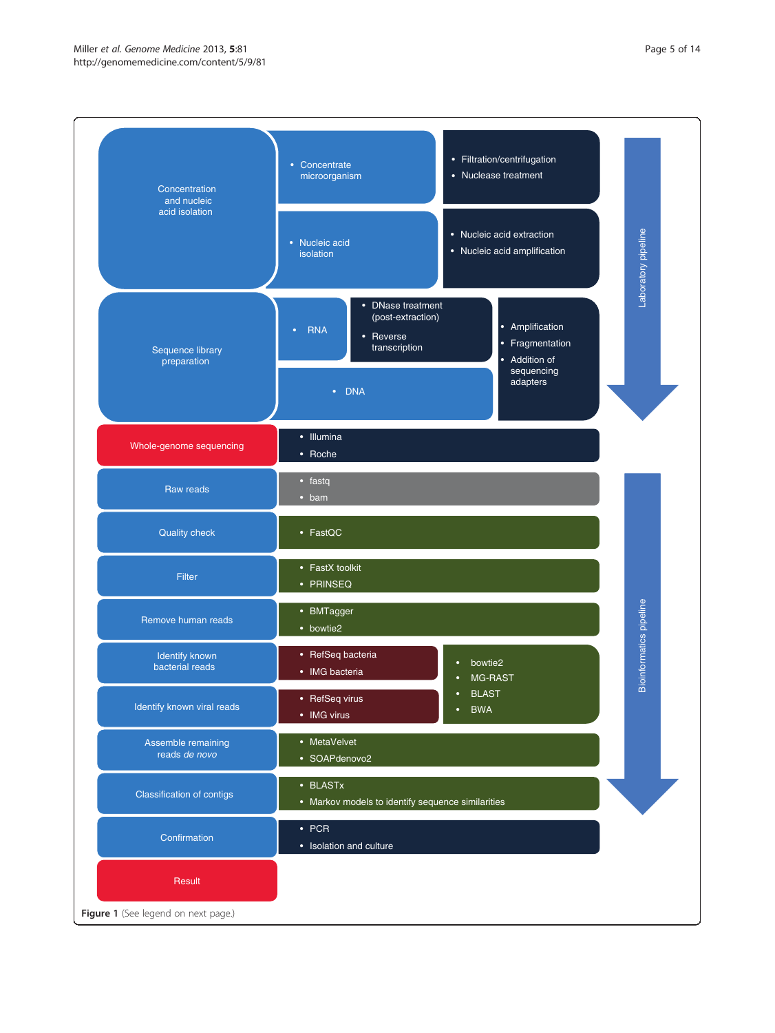**Laboratory pipeline**

| Step | | Details |
| --- | --- | --- |
| Concentration and nucleic acid isolation | Concentrate microorganism | Filtration/centrifugation; Nuclease treatment |
| | Nucleic acid isolation | Nucleic acid extraction; Nucleic acid amplification |
| Sequence library preparation | RNA: DNase treatment (post-extraction); Reverse transcription | Amplification; Fragmentation; Addition of sequencing adapters |
| | DNA | |
| Whole-genome sequencing | Illumina; Roche | |

**Bioinformatics pipeline**

| Step | Tools/Formats | |
| --- | --- | --- |
| Raw reads | fastq; bam | |
| Quality check | FastQC | |
| Filter | FastX toolkit; PRINSEQ | |
| Remove human reads | BMTagger; bowtie2 | |
| Identify known bacterial reads | RefSeq bacteria; IMG bacteria | bowtie2; MG-RAST; BLAST; BWA |
| Identify known viral reads | RefSeq virus; IMG virus | |
| Assemble remaining reads *de novo* | MetaVelvet; SOAPdenovo2 | |
| Classification of contigs | BLASTx; Markov models to identify sequence similarities | |
| Confirmation | PCR; Isolation and culture | |
| Result | | |

**Figure 1** (See legend on next page.)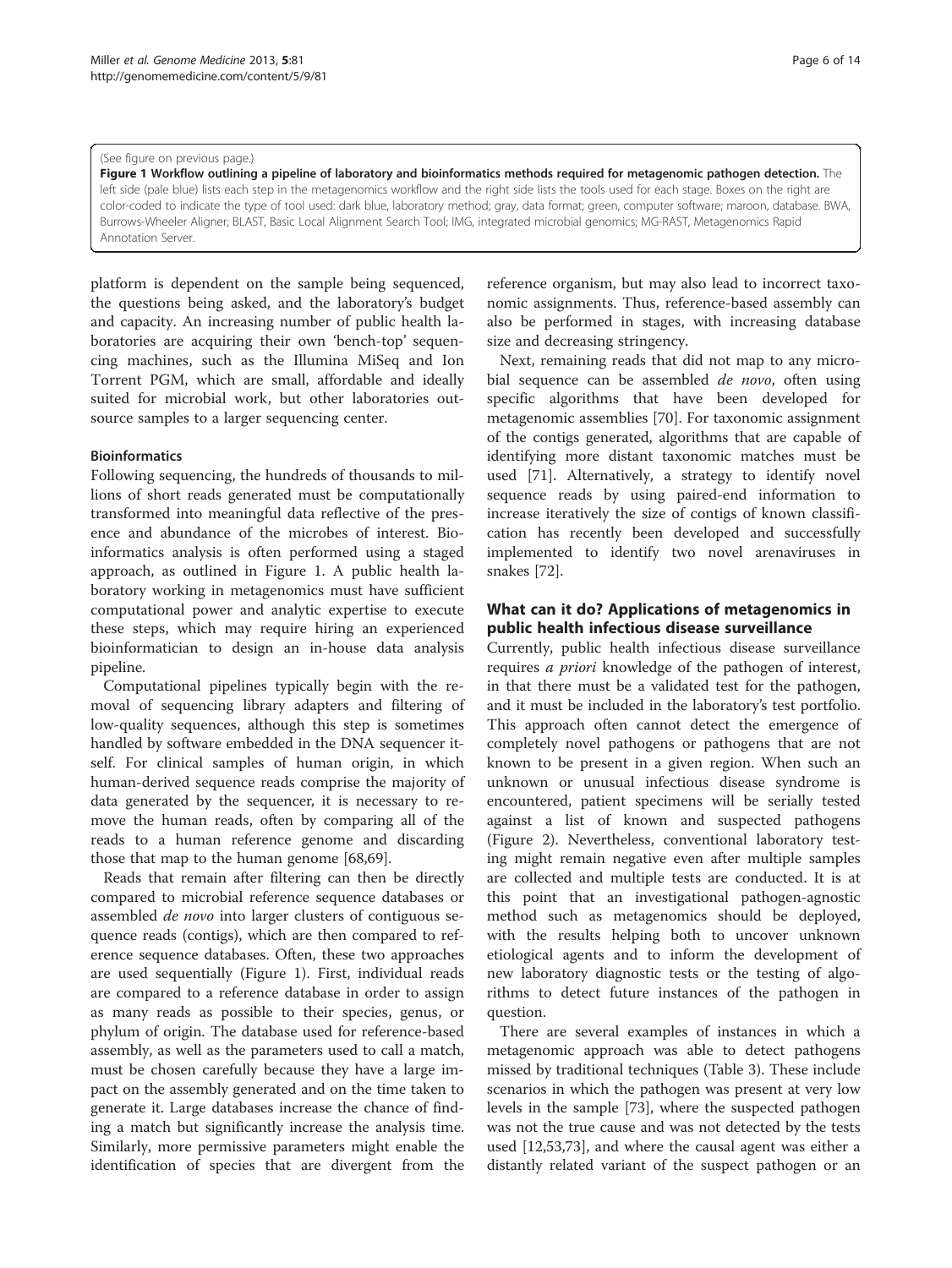(See figure on previous page.)

**Figure 1 Workflow outlining a pipeline of laboratory and bioinformatics methods required for metagenomic pathogen detection.** The left side (pale blue) lists each step in the metagenomics workflow and the right side lists the tools used for each stage. Boxes on the right are color-coded to indicate the type of tool used: dark blue, laboratory method; gray, data format; green, computer software; maroon, database. BWA, Burrows-Wheeler Aligner; BLAST, Basic Local Alignment Search Tool; IMG, integrated microbial genomics; MG-RAST, Metagenomics Rapid Annotation Server.

platform is dependent on the sample being sequenced, the questions being asked, and the laboratory's budget and capacity. An increasing number of public health laboratories are acquiring their own 'bench-top' sequencing machines, such as the Illumina MiSeq and Ion Torrent PGM, which are small, affordable and ideally suited for microbial work, but other laboratories outsource samples to a larger sequencing center.

### Bioinformatics

Following sequencing, the hundreds of thousands to millions of short reads generated must be computationally transformed into meaningful data reflective of the presence and abundance of the microbes of interest. Bioinformatics analysis is often performed using a staged approach, as outlined in Figure 1. A public health laboratory working in metagenomics must have sufficient computational power and analytic expertise to execute these steps, which may require hiring an experienced bioinformatician to design an in-house data analysis pipeline.

Computational pipelines typically begin with the removal of sequencing library adapters and filtering of low-quality sequences, although this step is sometimes handled by software embedded in the DNA sequencer itself. For clinical samples of human origin, in which human-derived sequence reads comprise the majority of data generated by the sequencer, it is necessary to remove the human reads, often by comparing all of the reads to a human reference genome and discarding those that map to the human genome [68,69].

Reads that remain after filtering can then be directly compared to microbial reference sequence databases or assembled *de novo* into larger clusters of contiguous sequence reads (contigs), which are then compared to reference sequence databases. Often, these two approaches are used sequentially (Figure 1). First, individual reads are compared to a reference database in order to assign as many reads as possible to their species, genus, or phylum of origin. The database used for reference-based assembly, as well as the parameters used to call a match, must be chosen carefully because they have a large impact on the assembly generated and on the time taken to generate it. Large databases increase the chance of finding a match but significantly increase the analysis time. Similarly, more permissive parameters might enable the identification of species that are divergent from the reference organism, but may also lead to incorrect taxonomic assignments. Thus, reference-based assembly can also be performed in stages, with increasing database size and decreasing stringency.

Next, remaining reads that did not map to any microbial sequence can be assembled *de novo*, often using specific algorithms that have been developed for metagenomic assemblies [70]. For taxonomic assignment of the contigs generated, algorithms that are capable of identifying more distant taxonomic matches must be used [71]. Alternatively, a strategy to identify novel sequence reads by using paired-end information to increase iteratively the size of contigs of known classification has recently been developed and successfully implemented to identify two novel arenaviruses in snakes [72].

## What can it do? Applications of metagenomics in public health infectious disease surveillance

Currently, public health infectious disease surveillance requires *a priori* knowledge of the pathogen of interest, in that there must be a validated test for the pathogen, and it must be included in the laboratory's test portfolio. This approach often cannot detect the emergence of completely novel pathogens or pathogens that are not known to be present in a given region. When such an unknown or unusual infectious disease syndrome is encountered, patient specimens will be serially tested against a list of known and suspected pathogens (Figure 2). Nevertheless, conventional laboratory testing might remain negative even after multiple samples are collected and multiple tests are conducted. It is at this point that an investigational pathogen-agnostic method such as metagenomics should be deployed, with the results helping both to uncover unknown etiological agents and to inform the development of new laboratory diagnostic tests or the testing of algorithms to detect future instances of the pathogen in question.

There are several examples of instances in which a metagenomic approach was able to detect pathogens missed by traditional techniques (Table 3). These include scenarios in which the pathogen was present at very low levels in the sample [73], where the suspected pathogen was not the true cause and was not detected by the tests used [12,53,73], and where the causal agent was either a distantly related variant of the suspect pathogen or an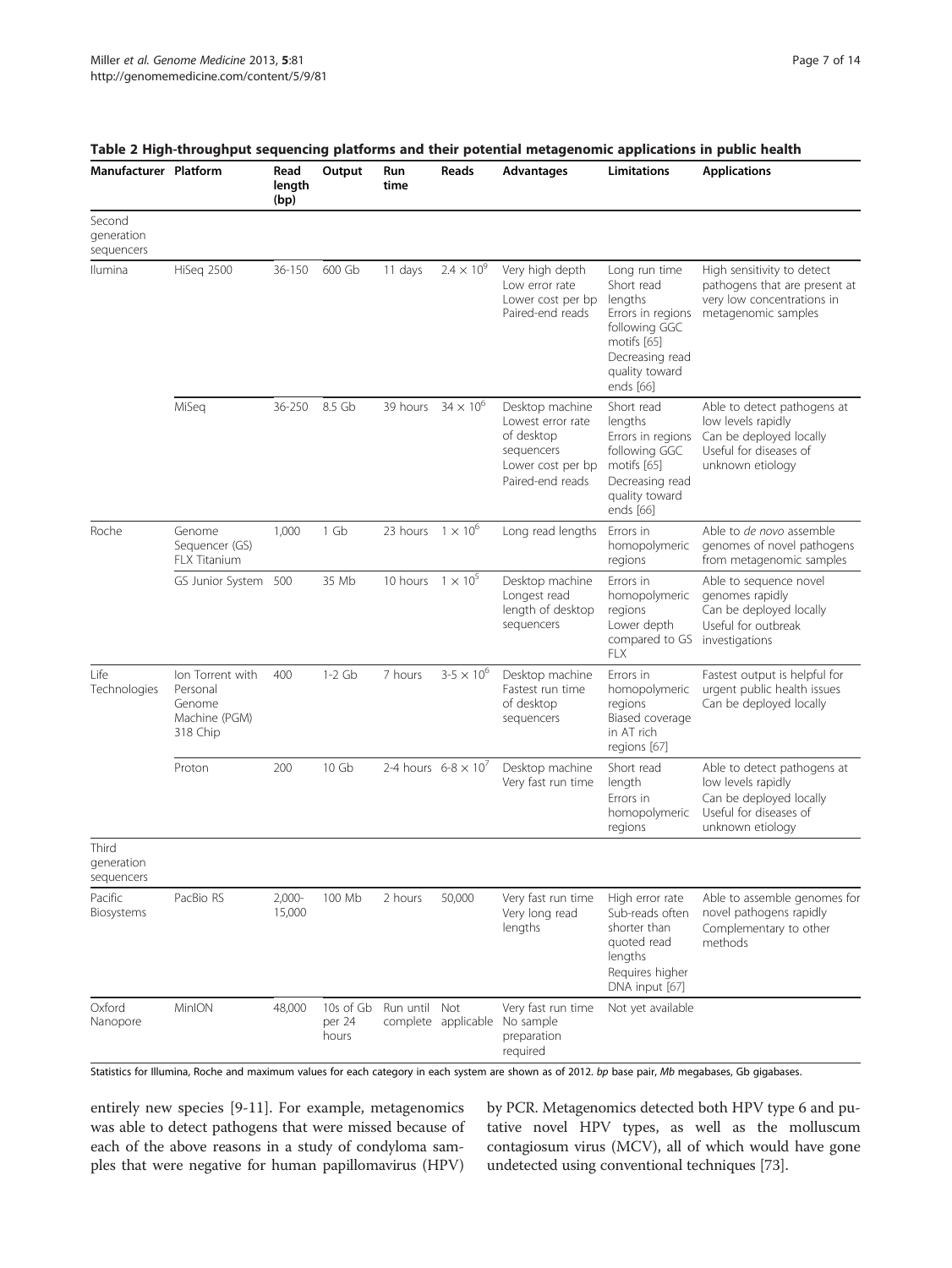**Table 2 High-throughput sequencing platforms and their potential metagenomic applications in public health**

| Manufacturer | Platform | Read length (bp) | Output | Run time | Reads | Advantages | Limitations | Applications |
|---|---|---|---|---|---|---|---|---|
| Second generation sequencers | | | | | | | | |
| Ilumina | HiSeq 2500 | 36-150 | 600 Gb | 11 days | $2.4 \times 10^9$ | Very high depth<br>Low error rate<br>Lower cost per bp<br>Paired-end reads | Long run time<br>Short read lengths<br>Errors in regions following GGC motifs [65]<br>Decreasing read quality toward ends [66] | High sensitivity to detect pathogens that are present at very low concentrations in metagenomic samples |
| | MiSeq | 36-250 | 8.5 Gb | 39 hours | $34 \times 10^6$ | Desktop machine<br>Lowest error rate of desktop sequencers<br>Lower cost per bp<br>Paired-end reads | Short read lengths<br>Errors in regions following GGC motifs [65]<br>Decreasing read quality toward ends [66] | Able to detect pathogens at low levels rapidly<br>Can be deployed locally<br>Useful for diseases of unknown etiology |
| Roche | Genome Sequencer (GS) FLX Titanium | 1,000 | 1 Gb | 23 hours | $1 \times 10^6$ | Long read lengths | Errors in homopolymeric regions | Able to *de novo* assemble genomes of novel pathogens from metagenomic samples |
| | GS Junior System | 500 | 35 Mb | 10 hours | $1 \times 10^5$ | Desktop machine<br>Longest read length of desktop sequencers | Errors in homopolymeric regions<br>Lower depth compared to GS FLX | Able to sequence novel genomes rapidly<br>Can be deployed locally<br>Useful for outbreak investigations |
| Life Technologies | Ion Torrent with Personal Genome Machine (PGM) 318 Chip | 400 | 1-2 Gb | 7 hours | $3\text{-}5 \times 10^6$ | Desktop machine<br>Fastest run time of desktop sequencers | Errors in homopolymeric regions<br>Biased coverage in AT rich regions [67] | Fastest output is helpful for urgent public health issues<br>Can be deployed locally |
| | Proton | 200 | 10 Gb | 2-4 hours | $6\text{-}8 \times 10^7$ | Desktop machine<br>Very fast run time | Short read length<br>Errors in homopolymeric regions | Able to detect pathogens at low levels rapidly<br>Can be deployed locally<br>Useful for diseases of unknown etiology |
| Third generation sequencers | | | | | | | | |
| Pacific Biosystems | PacBio RS | 2,000-15,000 | 100 Mb | 2 hours | 50,000 | Very fast run time<br>Very long read lengths | High error rate<br>Sub-reads often shorter than quoted read lengths<br>Requires higher DNA input [67] | Able to assemble genomes for novel pathogens rapidly<br>Complementary to other methods |
| Oxford Nanopore | MinION | 48,000 | 10s of Gb per 24 hours | Run until complete | Not applicable | Very fast run time<br>No sample preparation required | Not yet available | |

Statistics for Illumina, Roche and maximum values for each category in each system are shown as of 2012. *bp* base pair, *Mb* megabases, *Gb* gigabases.

entirely new species [9-11]. For example, metagenomics was able to detect pathogens that were missed because of each of the above reasons in a study of condyloma samples that were negative for human papillomavirus (HPV) by PCR. Metagenomics detected both HPV type 6 and putative novel HPV types, as well as the molluscum contagiosum virus (MCV), all of which would have gone undetected using conventional techniques [73].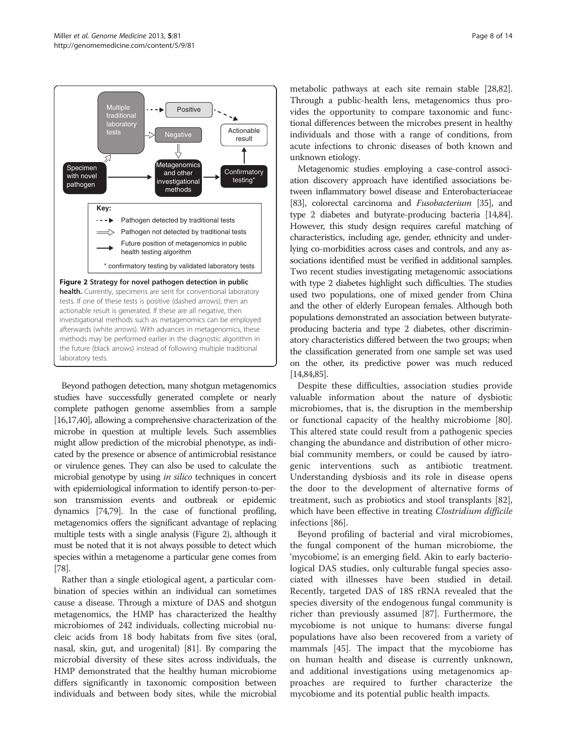**Figure 2 Strategy for novel pathogen detection in public health.** Currently, specimens are sent for conventional laboratory tests. If one of these tests is positive (dashed arrows), then an actionable result is generated. If these are all negative, then investigational methods such as metagenomics can be employed afterwards (white arrows). With advances in metagenomics, these methods may be performed earlier in the diagnostic algorithm in the future (black arrows) instead of following multiple traditional laboratory tests.

Beyond pathogen detection, many shotgun metagenomics studies have successfully generated complete or nearly complete pathogen genome assemblies from a sample [16,17,40], allowing a comprehensive characterization of the microbe in question at multiple levels. Such assemblies might allow prediction of the microbial phenotype, as indicated by the presence or absence of antimicrobial resistance or virulence genes. They can also be used to calculate the microbial genotype by using *in silico* techniques in concert with epidemiological information to identify person-to-person transmission events and outbreak or epidemic dynamics [74,79]. In the case of functional profiling, metagenomics offers the significant advantage of replacing multiple tests with a single analysis (Figure 2), although it must be noted that it is not always possible to detect which species within a metagenome a particular gene comes from [78].

Rather than a single etiological agent, a particular combination of species within an individual can sometimes cause a disease. Through a mixture of DAS and shotgun metagenomics, the HMP has characterized the healthy microbiomes of 242 individuals, collecting microbial nucleic acids from 18 body habitats from five sites (oral, nasal, skin, gut, and urogenital) [81]. By comparing the microbial diversity of these sites across individuals, the HMP demonstrated that the healthy human microbiome differs significantly in taxonomic composition between individuals and between body sites, while the microbial metabolic pathways at each site remain stable [28,82]. Through a public-health lens, metagenomics thus provides the opportunity to compare taxonomic and functional differences between the microbes present in healthy individuals and those with a range of conditions, from acute infections to chronic diseases of both known and unknown etiology.

Metagenomic studies employing a case-control association discovery approach have identified associations between inflammatory bowel disease and Enterobacteriaceae [83], colorectal carcinoma and *Fusobacterium* [35], and type 2 diabetes and butyrate-producing bacteria [14,84]. However, this study design requires careful matching of characteristics, including age, gender, ethnicity and underlying co-morbidities across cases and controls, and any associations identified must be verified in additional samples. Two recent studies investigating metagenomic associations with type 2 diabetes highlight such difficulties. The studies used two populations, one of mixed gender from China and the other of elderly European females. Although both populations demonstrated an association between butyrate-producing bacteria and type 2 diabetes, other discriminatory characteristics differed between the two groups; when the classification generated from one sample set was used on the other, its predictive power was much reduced [14,84,85].

Despite these difficulties, association studies provide valuable information about the nature of dysbiotic microbiomes, that is, the disruption in the membership or functional capacity of the healthy microbiome [80]. This altered state could result from a pathogenic species changing the abundance and distribution of other microbial community members, or could be caused by iatrogenic interventions such as antibiotic treatment. Understanding dysbiosis and its role in disease opens the door to the development of alternative forms of treatment, such as probiotics and stool transplants [82], which have been effective in treating *Clostridium difficile* infections [86].

Beyond profiling of bacterial and viral microbiomes, the fungal component of the human microbiome, the 'mycobiome', is an emerging field. Akin to early bacteriological DAS studies, only culturable fungal species associated with illnesses have been studied in detail. Recently, targeted DAS of 18S rRNA revealed that the species diversity of the endogenous fungal community is richer than previously assumed [87]. Furthermore, the mycobiome is not unique to humans: diverse fungal populations have also been recovered from a variety of mammals [45]. The impact that the mycobiome has on human health and disease is currently unknown, and additional investigations using metagenomics approaches are required to further characterize the mycobiome and its potential public health impacts.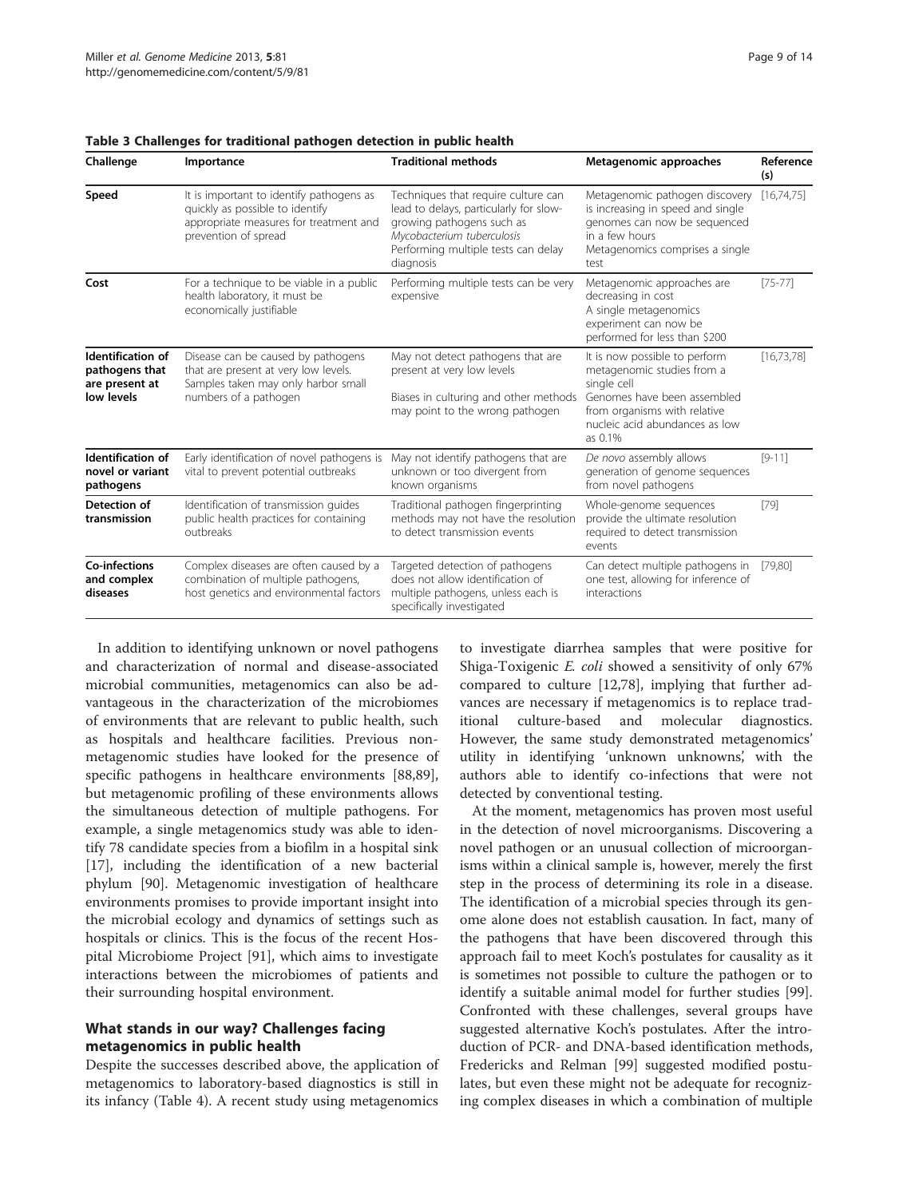**Table 3 Challenges for traditional pathogen detection in public health**

| Challenge | Importance | Traditional methods | Metagenomic approaches | Reference (s) |
|---|---|---|---|---|
| **Speed** | It is important to identify pathogens as quickly as possible to identify appropriate measures for treatment and prevention of spread | Techniques that require culture can lead to delays, particularly for slow-growing pathogens such as *Mycobacterium tuberculosis*<br>Performing multiple tests can delay diagnosis | Metagenomic pathogen discovery is increasing in speed and single genomes can now be sequenced in a few hours<br>Metagenomics comprises a single test | [16,74,75] |
| **Cost** | For a technique to be viable in a public health laboratory, it must be economically justifiable | Performing multiple tests can be very expensive | Metagenomic approaches are decreasing in cost<br>A single metagenomics experiment can now be performed for less than \$200 | [75-77] |
| **Identification of pathogens that are present at low levels** | Disease can be caused by pathogens that are present at very low levels. Samples taken may only harbor small numbers of a pathogen | May not detect pathogens that are present at very low levels<br>Biases in culturing and other methods may point to the wrong pathogen | It is now possible to perform metagenomic studies from a single cell<br>Genomes have been assembled from organisms with relative nucleic acid abundances as low as 0.1% | [16,73,78] |
| **Identification of novel or variant pathogens** | Early identification of novel pathogens is vital to prevent potential outbreaks | May not identify pathogens that are unknown or too divergent from known organisms | *De novo* assembly allows generation of genome sequences from novel pathogens | [9-11] |
| **Detection of transmission** | Identification of transmission guides public health practices for containing outbreaks | Traditional pathogen fingerprinting methods may not have the resolution to detect transmission events | Whole-genome sequences provide the ultimate resolution required to detect transmission events | [79] |
| **Co-infections and complex diseases** | Complex diseases are often caused by a combination of multiple pathogens, host genetics and environmental factors | Targeted detection of pathogens does not allow identification of multiple pathogens, unless each is specifically investigated | Can detect multiple pathogens in one test, allowing for inference of interactions | [79,80] |

In addition to identifying unknown or novel pathogens and characterization of normal and disease-associated microbial communities, metagenomics can also be advantageous in the characterization of the microbiomes of environments that are relevant to public health, such as hospitals and healthcare facilities. Previous non-metagenomic studies have looked for the presence of specific pathogens in healthcare environments [88,89], but metagenomic profiling of these environments allows the simultaneous detection of multiple pathogens. For example, a single metagenomics study was able to identify 78 candidate species from a biofilm in a hospital sink [17], including the identification of a new bacterial phylum [90]. Metagenomic investigation of healthcare environments promises to provide important insight into the microbial ecology and dynamics of settings such as hospitals or clinics. This is the focus of the recent Hospital Microbiome Project [91], which aims to investigate interactions between the microbiomes of patients and their surrounding hospital environment.

## What stands in our way? Challenges facing metagenomics in public health

Despite the successes described above, the application of metagenomics to laboratory-based diagnostics is still in its infancy (Table 4). A recent study using metagenomics to investigate diarrhea samples that were positive for Shiga-Toxigenic *E. coli* showed a sensitivity of only 67% compared to culture [12,78], implying that further advances are necessary if metagenomics is to replace traditional culture-based and molecular diagnostics. However, the same study demonstrated metagenomics' utility in identifying 'unknown unknowns', with the authors able to identify co-infections that were not detected by conventional testing.

At the moment, metagenomics has proven most useful in the detection of novel microorganisms. Discovering a novel pathogen or an unusual collection of microorganisms within a clinical sample is, however, merely the first step in the process of determining its role in a disease. The identification of a microbial species through its genome alone does not establish causation. In fact, many of the pathogens that have been discovered through this approach fail to meet Koch's postulates for causality as it is sometimes not possible to culture the pathogen or to identify a suitable animal model for further studies [99]. Confronted with these challenges, several groups have suggested alternative Koch's postulates. After the introduction of PCR- and DNA-based identification methods, Fredericks and Relman [99] suggested modified postulates, but even these might not be adequate for recognizing complex diseases in which a combination of multiple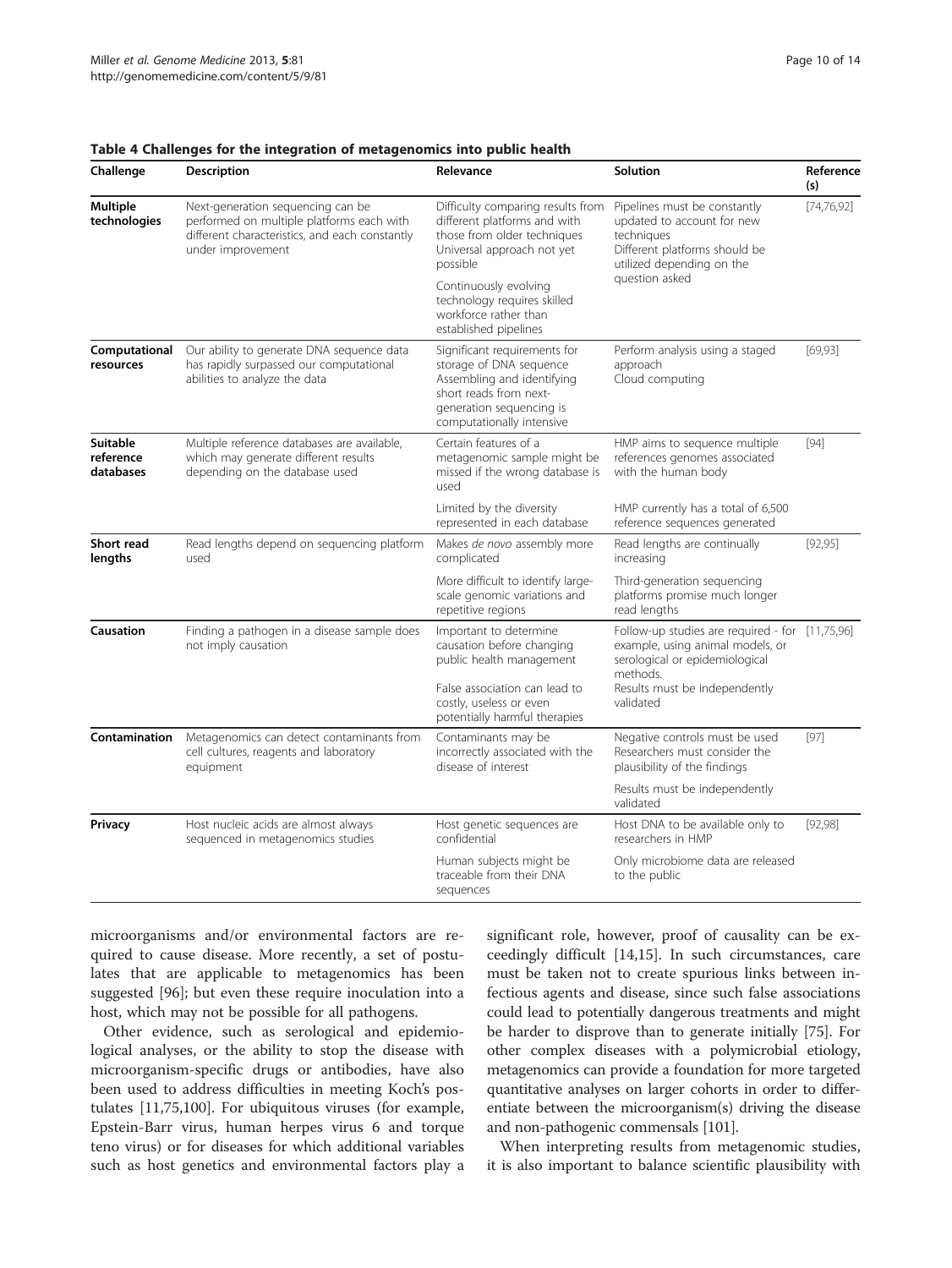**Table 4 Challenges for the integration of metagenomics into public health**

| Challenge | Description | Relevance | Solution | Reference (s) |
|---|---|---|---|---|
| **Multiple technologies** | Next-generation sequencing can be performed on multiple platforms each with different characteristics, and each constantly under improvement | Difficulty comparing results from different platforms and with those from older techniques Universal approach not yet possible | Pipelines must be constantly updated to account for new techniques Different platforms should be utilized depending on the question asked | [74,76,92] |
| | | Continuously evolving technology requires skilled workforce rather than established pipelines | | |
| **Computational resources** | Our ability to generate DNA sequence data has rapidly surpassed our computational abilities to analyze the data | Significant requirements for storage of DNA sequence Assembling and identifying short reads from next-generation sequencing is computationally intensive | Perform analysis using a staged approach Cloud computing | [69,93] |
| **Suitable reference databases** | Multiple reference databases are available, which may generate different results depending on the database used | Certain features of a metagenomic sample might be missed if the wrong database is used | HMP aims to sequence multiple references genomes associated with the human body | [94] |
| | | Limited by the diversity represented in each database | HMP currently has a total of 6,500 reference sequences generated | |
| **Short read lengths** | Read lengths depend on sequencing platform used | Makes *de novo* assembly more complicated | Read lengths are continually increasing | [92,95] |
| | | More difficult to identify large-scale genomic variations and repetitive regions | Third-generation sequencing platforms promise much longer read lengths | |
| **Causation** | Finding a pathogen in a disease sample does not imply causation | Important to determine causation before changing public health management | Follow-up studies are required - for example, using animal models, or serological or epidemiological methods. | [11,75,96] |
| | | False association can lead to costly, useless or even potentially harmful therapies | Results must be independently validated | |
| **Contamination** | Metagenomics can detect contaminants from cell cultures, reagents and laboratory equipment | Contaminants may be incorrectly associated with the disease of interest | Negative controls must be used Researchers must consider the plausibility of the findings | [97] |
| | | | Results must be independently validated | |
| **Privacy** | Host nucleic acids are almost always sequenced in metagenomics studies | Host genetic sequences are confidential | Host DNA to be available only to researchers in HMP | [92,98] |
| | | Human subjects might be traceable from their DNA sequences | Only microbiome data are released to the public | |

microorganisms and/or environmental factors are required to cause disease. More recently, a set of postulates that are applicable to metagenomics has been suggested [96]; but even these require inoculation into a host, which may not be possible for all pathogens.

Other evidence, such as serological and epidemiological analyses, or the ability to stop the disease with microorganism-specific drugs or antibodies, have also been used to address difficulties in meeting Koch's postulates [11,75,100]. For ubiquitous viruses (for example, Epstein-Barr virus, human herpes virus 6 and torque teno virus) or for diseases for which additional variables such as host genetics and environmental factors play a significant role, however, proof of causality can be exceedingly difficult [14,15]. In such circumstances, care must be taken not to create spurious links between infectious agents and disease, since such false associations could lead to potentially dangerous treatments and might be harder to disprove than to generate initially [75]. For other complex diseases with a polymicrobial etiology, metagenomics can provide a foundation for more targeted quantitative analyses on larger cohorts in order to differentiate between the microorganism(s) driving the disease and non-pathogenic commensals [101].

When interpreting results from metagenomic studies, it is also important to balance scientific plausibility with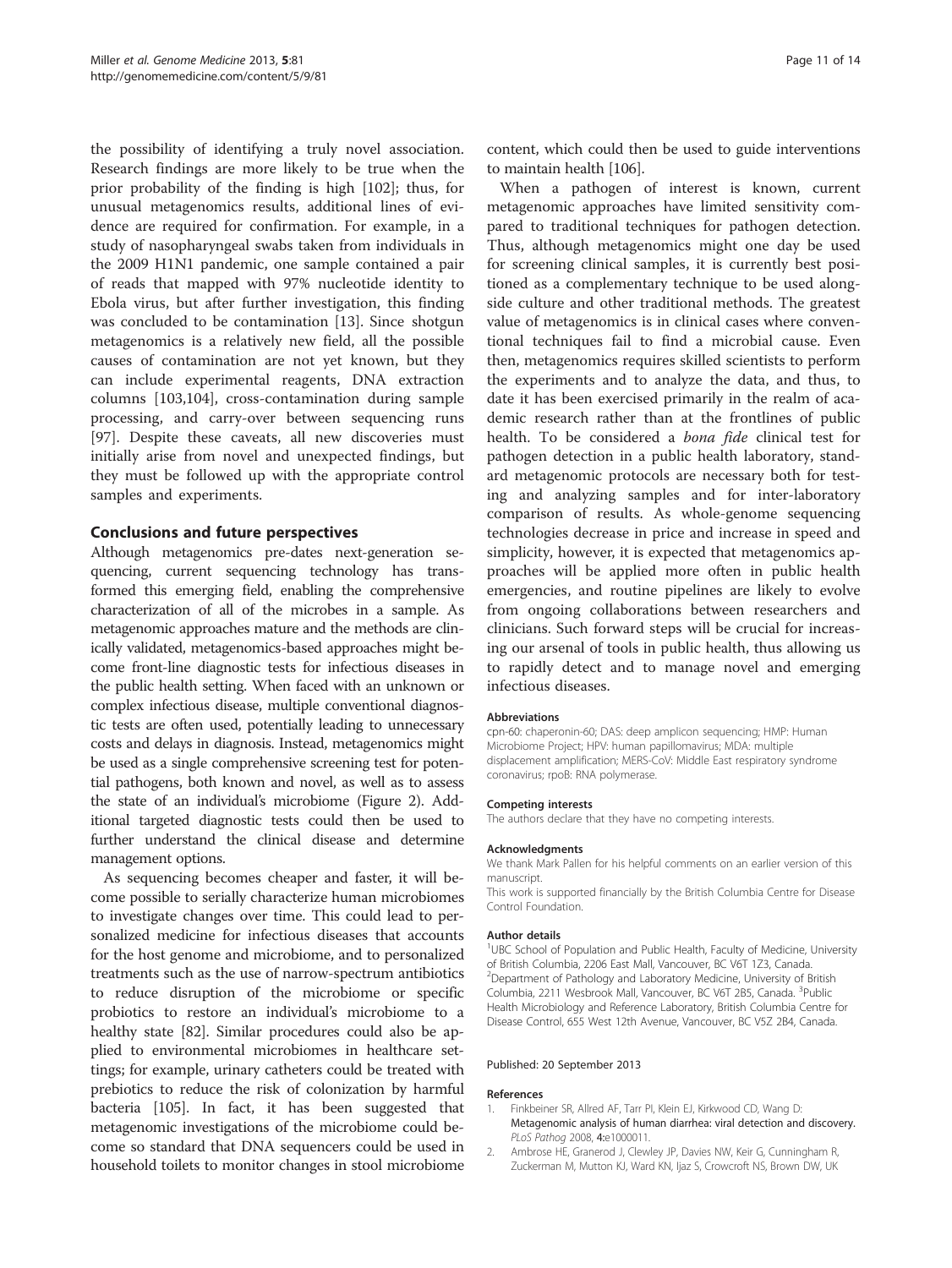the possibility of identifying a truly novel association. Research findings are more likely to be true when the prior probability of the finding is high [102]; thus, for unusual metagenomics results, additional lines of evidence are required for confirmation. For example, in a study of nasopharyngeal swabs taken from individuals in the 2009 H1N1 pandemic, one sample contained a pair of reads that mapped with 97% nucleotide identity to Ebola virus, but after further investigation, this finding was concluded to be contamination [13]. Since shotgun metagenomics is a relatively new field, all the possible causes of contamination are not yet known, but they can include experimental reagents, DNA extraction columns [103,104], cross-contamination during sample processing, and carry-over between sequencing runs [97]. Despite these caveats, all new discoveries must initially arise from novel and unexpected findings, but they must be followed up with the appropriate control samples and experiments.

## Conclusions and future perspectives

Although metagenomics pre-dates next-generation sequencing, current sequencing technology has transformed this emerging field, enabling the comprehensive characterization of all of the microbes in a sample. As metagenomic approaches mature and the methods are clinically validated, metagenomics-based approaches might become front-line diagnostic tests for infectious diseases in the public health setting. When faced with an unknown or complex infectious disease, multiple conventional diagnostic tests are often used, potentially leading to unnecessary costs and delays in diagnosis. Instead, metagenomics might be used as a single comprehensive screening test for potential pathogens, both known and novel, as well as to assess the state of an individual's microbiome (Figure 2). Additional targeted diagnostic tests could then be used to further understand the clinical disease and determine management options.

As sequencing becomes cheaper and faster, it will become possible to serially characterize human microbiomes to investigate changes over time. This could lead to personalized medicine for infectious diseases that accounts for the host genome and microbiome, and to personalized treatments such as the use of narrow-spectrum antibiotics to reduce disruption of the microbiome or specific probiotics to restore an individual's microbiome to a healthy state [82]. Similar procedures could also be applied to environmental microbiomes in healthcare settings; for example, urinary catheters could be treated with prebiotics to reduce the risk of colonization by harmful bacteria [105]. In fact, it has been suggested that metagenomic investigations of the microbiome could become so standard that DNA sequencers could be used in household toilets to monitor changes in stool microbiome content, which could then be used to guide interventions to maintain health [106].

When a pathogen of interest is known, current metagenomic approaches have limited sensitivity compared to traditional techniques for pathogen detection. Thus, although metagenomics might one day be used for screening clinical samples, it is currently best positioned as a complementary technique to be used alongside culture and other traditional methods. The greatest value of metagenomics is in clinical cases where conventional techniques fail to find a microbial cause. Even then, metagenomics requires skilled scientists to perform the experiments and to analyze the data, and thus, to date it has been exercised primarily in the realm of academic research rather than at the frontlines of public health. To be considered a *bona fide* clinical test for pathogen detection in a public health laboratory, standard metagenomic protocols are necessary both for testing and analyzing samples and for inter-laboratory comparison of results. As whole-genome sequencing technologies decrease in price and increase in speed and simplicity, however, it is expected that metagenomics approaches will be applied more often in public health emergencies, and routine pipelines are likely to evolve from ongoing collaborations between researchers and clinicians. Such forward steps will be crucial for increasing our arsenal of tools in public health, thus allowing us to rapidly detect and to manage novel and emerging infectious diseases.

#### Abbreviations

cpn-60: chaperonin-60; DAS: deep amplicon sequencing; HMP: Human Microbiome Project; HPV: human papillomavirus; MDA: multiple displacement amplification; MERS-CoV: Middle East respiratory syndrome coronavirus; rpoB: RNA polymerase.

#### Competing interests

The authors declare that they have no competing interests.

#### Acknowledgments

We thank Mark Pallen for his helpful comments on an earlier version of this manuscript.

This work is supported financially by the British Columbia Centre for Disease Control Foundation.

#### Author details

[1]UBC School of Population and Public Health, Faculty of Medicine, University of British Columbia, 2206 East Mall, Vancouver, BC V6T 1Z3, Canada. [2]Department of Pathology and Laboratory Medicine, University of British Columbia, 2211 Wesbrook Mall, Vancouver, BC V6T 2B5, Canada. [3]Public Health Microbiology and Reference Laboratory, British Columbia Centre for Disease Control, 655 West 12th Avenue, Vancouver, BC V5Z 2B4, Canada.

Published: 20 September 2013

#### References

1. Finkbeiner SR, Allred AF, Tarr PI, Klein EJ, Kirkwood CD, Wang D: **Metagenomic analysis of human diarrhea: viral detection and discovery.** *PLoS Pathog* 2008, **4:**e1000011.
2. Ambrose HE, Granerod J, Clewley JP, Davies NW, Keir G, Cunningham R, Zuckerman M, Mutton KJ, Ward KN, Ijaz S, Crowcroft NS, Brown DW, UK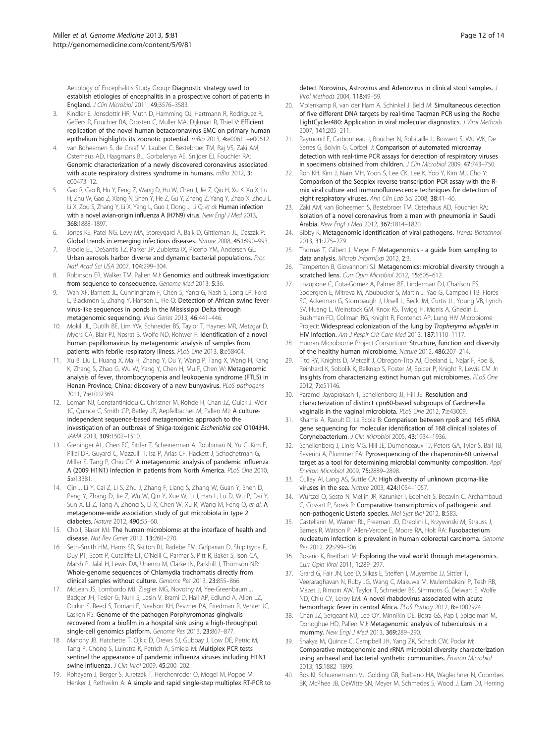Aetiology of Encephalitis Study Group: **Diagnostic strategy used to establish etiologies of encephalitis in a prospective cohort of patients in England.** *J Clin Microbiol* 2011, **49:**3576–3583.

3. Kindler E, Jonsdottir HR, Muth D, Hamming OJ, Hartmann R, Rodriguez R, Geffers R, Fouchier RA, Drosten C, Muller MA, Dijkman R, Thiel V: **Efficient replication of the novel human betacoronavirus EMC on primary human epithelium highlights its zoonotic potential.** *mBio* 2013, **4:**e00611–e00612.
4. van Boheemen S, de Graaf M, Lauber C, Bestebroer TM, Raj VS, Zaki AM, Osterhaus AD, Haagmans BL, Gorbalenya AE, Snijder EJ, Fouchier RA: **Genomic characterization of a newly discovered coronavirus associated with acute respiratory distress syndrome in humans.** *mBio* 2012, **3:** e00473–12.
5. Gao R, Cao B, Hu Y, Feng Z, Wang D, Hu W, Chen J, Jie Z, Qiu H, Xu K, Xu X, Lu H, Zhu W, Gao Z, Xiang N, Shen Y, He Z, Gu Y, Zhang Z, Yang Y, Zhao X, Zhou L, Li X, Zou S, Zhang Y, Li X, Yang L, Guo J, Dong J, Li Q, *et al*: **Human infection with a novel avian-origin influenza A (H7N9) virus.** *New Engl J Med* 2013, **368:**1888–1897.
6. Jones KE, Patel NG, Levy MA, Storeygard A, Balk D, Gittleman JL, Daszak P: **Global trends in emerging infectious diseases.** *Nature* 2008, **451:**990–993.
7. Brodie EL, DeSantis TZ, Parker JP, Zubietta IX, Piceno YM, Andersen GL: **Urban aerosols harbor diverse and dynamic bacterial populations.** *Proc Natl Acad Sci USA* 2007, **104:**299–304.
8. Robinson ER, Walker TM, Pallen MJ: **Genomics and outbreak investigation: from sequence to consequence.** *Genome Med* 2013, **5:**36.
9. Wan XF, Barnett JL, Cunningham F, Chen S, Yang G, Nash S, Long LP, Ford L, Blackmon S, Zhang Y, Hanson L, He Q: **Detection of African swine fever virus-like sequences in ponds in the Mississippi Delta through metagenomic sequencing.** *Virus Genes* 2013, **46:**441–446.
10. Mokili JL, Dutilh BE, Lim YW, Schneider BS, Taylor T, Haynes MR, Metzgar D, Myers CA, Blair PJ, Nosrat B, Wolfe ND, Rohwer F: **Identification of a novel human papillomavirus by metagenomic analysis of samples from patients with febrile respiratory illness.** *PLoS One* 2013, **8:**e58404.
11. Xu B, Liu L, Huang X, Ma H, Zhang Y, Du Y, Wang P, Tang X, Wang H, Kang K, Zhang S, Zhao G, Wu W, Yang Y, Chen H, Mu F, Chen W: **Metagenomic analysis of fever, thrombocytopenia and leukopenia syndrome (FTLS) in Henan Province, China: discovery of a new bunyavirus.** *PLoS pathogens* 2011, **7:**e1002369.
12. Loman NJ, Constantinidou C, Christner M, Rohde H, Chan JZ, Quick J, Weir JC, Quince C, Smith GP, Betley JR, Aepfelbacher M, Pallen MJ: **A culture-independent sequence-based metagenomics approach to the investigation of an outbreak of Shiga-toxigenic *Escherichia coli* O104:H4.** *JAMA* 2013, **309:**1502–1510.
13. Greninger AL, Chen EC, Sittler T, Scheinerman A, Roubinian N, Yu G, Kim E, Pillai DR, Guyard C, Mazzulli T, Isa P, Arias CF, Hackett J, Schochetman G, Miller S, Tang P, Chiu CY: **A metagenomic analysis of pandemic influenza A (2009 H1N1) infection in patients from North America.** *PLoS One* 2010, **5:**e13381.
14. Qin J, Li Y, Cai Z, Li S, Zhu J, Zhang F, Liang S, Zhang W, Guan Y, Shen D, Peng Y, Zhang D, Jie Z, Wu W, Qin Y, Xue W, Li J, Han L, Lu D, Wu P, Dai Y, Sun X, Li Z, Tang A, Zhong S, Li X, Chen W, Xu R, Wang M, Feng Q, *et al*: **A metagenome-wide association study of gut microbiota in type 2 diabetes.** *Nature* 2012, **490:**55–60.
15. Cho I, Blaser MJ: **The human microbiome: at the interface of health and disease.** *Nat Rev Genet* 2012, **13:**260–270.
16. Seth-Smith HM, Harris SR, Skilton RJ, Radebe FM, Golparian D, Shipitsyna E, Duy PT, Scott P, Cutcliffe LT, O'Neill C, Parmar S, Pitt R, Baker S, Ison CA, Marsh P, Jalal H, Lewis DA, Unemo M, Clarke IN, Parkhill J, Thomson NR: **Whole-genome sequences of Chlamydia trachomatis directly from clinical samples without culture.** *Genome Res* 2013, **23:**855–866.
17. McLean JS, Lombardo MJ, Ziegler MG, Novotny M, Yee-Greenbaum J, Badger JH, Tesler G, Nurk S, Lesin V, Brami D, Hall AP, Edlund A, Allen LZ, Durkin S, Reed S, Torriani F, Nealson KH, Pevzner PA, Friedman R, Venter JC, Lasken RS: **Genome of the pathogen Porphyromonas gingivalis recovered from a biofilm in a hospital sink using a high-throughput single-cell genomics platform.** *Genome Res* 2013, **23:**867–877.
18. Mahony JB, Hatchette T, Ojkic D, Drews SJ, Gubbay J, Low DE, Petric M, Tang P, Chong S, Luinstra K, Petrich A, Smieja M: **Multiplex PCR tests sentinel the appearance of pandemic influenza viruses including H1N1 swine influenza.** *J Clin Virol* 2009, **45:**200–202.
19. Rohayem J, Berger S, Juretzek T, Herchenroder O, Mogel M, Poppe M, Henker J, Rethwilm A: **A simple and rapid single-step multiplex RT-PCR to detect Norovirus, Astrovirus and Adenovirus in clinical stool samples.** *J Virol Methods* 2004, **118:**49–59.
20. Molenkamp R, van der Ham A, Schinkel J, Beld M: **Simultaneous detection of five different DNA targets by real-time Taqman PCR using the Roche LightCycler480: Application in viral molecular diagnostics.** *J Virol Methods* 2007, **141:**205–211.
21. Raymond F, Carbonneau J, Boucher N, Robitaille L, Boisvert S, Wu WK, De Serres G, Boivin G, Corbeil J: **Comparison of automated microarray detection with real-time PCR assays for detection of respiratory viruses in specimens obtained from children.** *J Clin Microbiol* 2009, **47:**743–750.
22. Roh KH, Kim J, Nam MH, Yoon S, Lee CK, Lee K, Yoo Y, Kim MJ, Cho Y: **Comparison of the Seeplex reverse transcription PCR assay with the R-mix viral culture and immunofluorescence techniques for detection of eight respiratory viruses.** *Ann Clin Lab Sci* 2008, **38:**41–46.
23. Zaki AM, van Boheemen S, Bestebroer TM, Osterhaus AD, Fouchier RA: **Isolation of a novel coronavirus from a man with pneumonia in Saudi Arabia.** *New Engl J Med* 2012, **367:**1814–1820.
24. Bibby K: **Metagenomic identification of viral pathogens.** *Trends Biotechnol* 2013, **31:**275–279.
25. Thomas T, Gilbert J, Meyer F: **Metagenomics - a guide from sampling to data analysis.** *Microb InformExp* 2012, **2:**3.
26. Temperton B, Giovannoni SJ: **Metagenomics: microbial diversity through a scratched lens.** *Curr Opin Microbiol* 2012, **15:**605–612.
27. Lozupone C, Cota-Gomez A, Palmer BE, Linderman DJ, Charlson ES, Sodergren E, Mitreva M, Abubucker S, Martin J, Yao G, Campbell TB, Flores SC, Ackerman G, Stombaugh J, Ursell L, Beck JM, Curtis JL, Young VB, Lynch SV, Huang L, Weinstock GM, Knox KS, Twigg H, Morris A, Ghedin E, Bushman FD, Collman RG, Knight R, Fontenot AP, Lung HIV Microbiome Project: **Widespread colonization of the lung by *Tropheryma whipplei* in HIV Infection.** *Am J Respir Crit Care Med* 2013, **187:**1110–1117.
28. Human Microbiome Project Consortium: **Structure, function and diversity of the healthy human microbiome.** *Nature* 2012, **486:**207–214.
29. Tito RY, Knights D, Metcalf J, Obregon-Tito AJ, Cleeland L, Najar F, Roe B, Reinhard K, Sobolik K, Belknap S, Foster M, Spicer P, Knight R, Lewis CM Jr: **Insights from characterizing extinct human gut microbiomes.** *PLoS One* 2012, **7:**e51146.
30. Paramel Jayaprakash T, Schellenberg JJ, Hill JE: **Resolution and characterization of distinct cpn60-based subgroups of Gardnerella vaginalis in the vaginal microbiota.** *PLoS One* 2012, **7:**e43009.
31. Khamis A, Raoult D, La Scola B: **Comparison between rpoB and 16S rRNA gene sequencing for molecular identification of 168 clinical isolates of Corynebacterium.** *J Clin Microbiol* 2005, **43:**1934–1936.
32. Schellenberg J, Links MG, Hill JE, Dumonceaux TJ, Peters GA, Tyler S, Ball TB, Severini A, Plummer FA: **Pyrosequencing of the chaperonin-60 universal target as a tool for determining microbial community composition.** *Appl Environ Microbiol* 2009, **75:**2889–2898.
33. Culley AI, Lang AS, Suttle CA: **High diversity of unknown picorna-like viruses in the sea.** *Nature* 2003, **424:**1054–1057.
34. Wurtzel O, Sesto N, Mellin JR, Karunker I, Edelheit S, Becavin C, Archambaud C, Cossart P, Sorek R: **Comparative transcriptomics of pathogenic and non-pathogenic Listeria species.** *Mol Syst Biol* 2012, **8:**583.
35. Castellarin M, Warren RL, Freeman JD, Dreolini L, Krzywinski M, Strauss J, Barnes R, Watson P, Allen-Vercoe E, Moore RA, Holt RA: **Fusobacterium nucleatum infection is prevalent in human colorectal carcinoma.** *Genome Res* 2012, **22:**299–306.
36. Rosario K, Breitbart M: **Exploring the viral world through metagenomics.** *Curr Opin Virol* 2011, **1:**289–297.
37. Grard G, Fair JN, Lee D, Slikas E, Steffen I, Muyembe JJ, Sittler T, Veeraraghavan N, Ruby JG, Wang C, Makuwa M, Mulembakani P, Tesh RB, Mazet J, Rimoin AW, Taylor T, Schneider BS, Simmons G, Delwart E, Wolfe ND, Chiu CY, Leroy EM: **A novel rhabdovirus associated with acute hemorrhagic fever in central Africa.** *PLoS Pathog* 2012, **8:**e1002924.
38. Chan JZ, Sergeant MJ, Lee OY, Minnikin DE, Besra GS, Pap I, Spigelman M, Donoghue HD, Pallen MJ: **Metagenomic analysis of tuberculosis in a mummy.** *New Engl J Med* 2013, **369:**289–290.
39. Shakya M, Quince C, Campbell JH, Yang ZK, Schadt CW, Podar M: **Comparative metagenomic and rRNA microbial diversity characterization using archaeal and bacterial synthetic communities.** *Environ Microbiol* 2013, **15:**1882–1899.
40. Bos KI, Schuenemann VJ, Golding GB, Burbano HA, Waglechner N, Coombes BK, McPhee JB, DeWitte SN, Meyer M, Schmedes S, Wood J, Earn DJ, Herring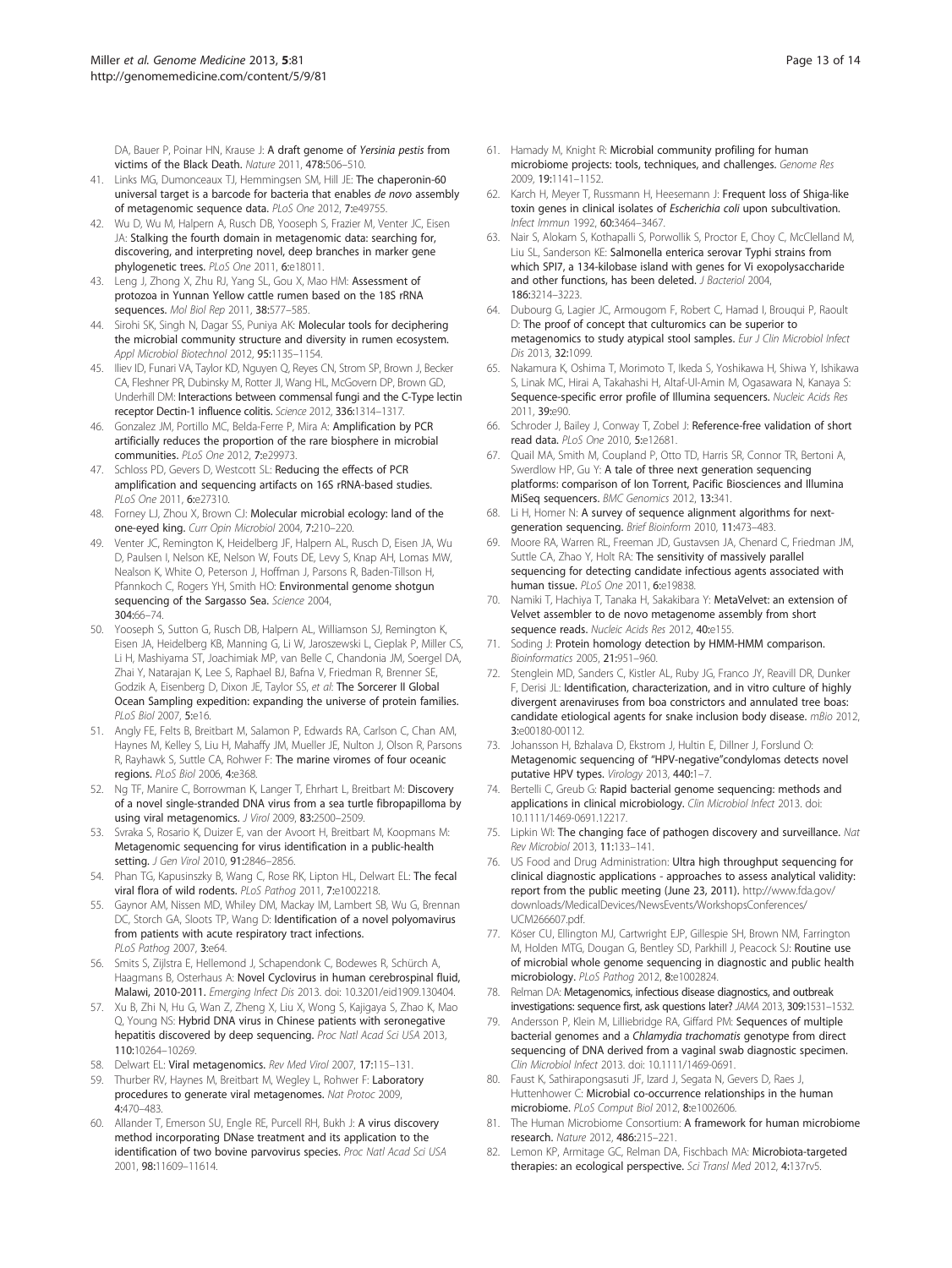DA, Bauer P, Poinar HN, Krause J: **A draft genome of *Yersinia pestis* from victims of the Black Death.** *Nature* 2011, **478:**506–510.

41. Links MG, Dumonceaux TJ, Hemmingsen SM, Hill JE: **The chaperonin-60 universal target is a barcode for bacteria that enables *de novo* assembly of metagenomic sequence data.** *PLoS One* 2012, **7:**e49755.
42. Wu D, Wu M, Halpern A, Rusch DB, Yooseph S, Frazier M, Venter JC, Eisen JA: **Stalking the fourth domain in metagenomic data: searching for, discovering, and interpreting novel, deep branches in marker gene phylogenetic trees.** *PLoS One* 2011, **6:**e18011.
43. Leng J, Zhong X, Zhu RJ, Yang SL, Gou X, Mao HM: **Assessment of protozoa in Yunnan Yellow cattle rumen based on the 18S rRNA sequences.** *Mol Biol Rep* 2011, **38:**577–585.
44. Sirohi SK, Singh N, Dagar SS, Puniya AK: **Molecular tools for deciphering the microbial community structure and diversity in rumen ecosystem.** *Appl Microbiol Biotechnol* 2012, **95:**1135–1154.
45. Iliev ID, Funari VA, Taylor KD, Nguyen Q, Reyes CN, Strom SP, Brown J, Becker CA, Fleshner PR, Dubinsky M, Rotter JI, Wang HL, McGovern DP, Brown GD, Underhill DM: **Interactions between commensal fungi and the C-Type lectin receptor Dectin-1 influence colitis.** *Science* 2012, **336:**1314–1317.
46. Gonzalez JM, Portillo MC, Belda-Ferre P, Mira A: **Amplification by PCR artificially reduces the proportion of the rare biosphere in microbial communities.** *PLoS One* 2012, **7:**e29973.
47. Schloss PD, Gevers D, Westcott SL: **Reducing the effects of PCR amplification and sequencing artifacts on 16S rRNA-based studies.** *PLoS One* 2011, **6:**e27310.
48. Forney LJ, Zhou X, Brown CJ: **Molecular microbial ecology: land of the one-eyed king.** *Curr Opin Microbiol* 2004, **7:**210–220.
49. Venter JC, Remington K, Heidelberg JF, Halpern AL, Rusch D, Eisen JA, Wu D, Paulsen I, Nelson KE, Nelson W, Fouts DE, Levy S, Knap AH, Lomas MW, Nealson K, White O, Peterson J, Hoffman J, Parsons R, Baden-Tillson H, Pfannkoch C, Rogers YH, Smith HO: **Environmental genome shotgun sequencing of the Sargasso Sea.** *Science* 2004, **304:**66–74.
50. Yooseph S, Sutton G, Rusch DB, Halpern AL, Williamson SJ, Remington K, Eisen JA, Heidelberg KB, Manning G, Li W, Jaroszewski L, Cieplak P, Miller CS, Li H, Mashiyama ST, Joachimiak MP, van Belle C, Chandonia JM, Soergel DA, Zhai Y, Natarajan K, Lee S, Raphael BJ, Bafna V, Friedman R, Brenner SE, Godzik A, Eisenberg D, Dixon JE, Taylor SS, *et al*: **The Sorcerer II Global Ocean Sampling expedition: expanding the universe of protein families.** *PLoS Biol* 2007, **5:**e16.
51. Angly FE, Felts B, Breitbart M, Salamon P, Edwards RA, Carlson C, Chan AM, Haynes M, Kelley S, Liu H, Mahaffy JM, Mueller JE, Nulton J, Olson R, Parsons R, Rayhawk S, Suttle CA, Rohwer F: **The marine viromes of four oceanic regions.** *PLoS Biol* 2006, **4:**e368.
52. Ng TF, Manire C, Borrowman K, Langer T, Ehrhart L, Breitbart M: **Discovery of a novel single-stranded DNA virus from a sea turtle fibropapilloma by using viral metagenomics.** *J Virol* 2009, **83:**2500–2509.
53. Svraka S, Rosario K, Duizer E, van der Avoort H, Breitbart M, Koopmans M: **Metagenomic sequencing for virus identification in a public-health setting.** *J Gen Virol* 2010, **91:**2846–2856.
54. Phan TG, Kapusinszky B, Wang C, Rose RK, Lipton HL, Delwart EL: **The fecal viral flora of wild rodents.** *PLoS Pathog* 2011, **7:**e1002218.
55. Gaynor AM, Nissen MD, Whiley DM, Mackay IM, Lambert SB, Wu G, Brennan DC, Storch GA, Sloots TP, Wang D: **Identification of a novel polyomavirus from patients with acute respiratory tract infections.** *PLoS Pathog* 2007, **3:**e64.
56. Smits S, Zijlstra E, Hellemond J, Schapendonk C, Bodewes R, Schürch A, Haagmans B, Osterhaus A: **Novel Cyclovirus in human cerebrospinal fluid, Malawi, 2010-2011.** *Emerging Infect Dis* 2013. doi: 10.3201/eid1909.130404.
57. Xu B, Zhi N, Hu G, Wan Z, Zheng X, Liu X, Wong S, Kajigaya S, Zhao K, Mao Q, Young NS: **Hybrid DNA virus in Chinese patients with seronegative hepatitis discovered by deep sequencing.** *Proc Natl Acad Sci USA* 2013, **110:**10264–10269.
58. Delwart EL: **Viral metagenomics.** *Rev Med Virol* 2007, **17:**115–131.
59. Thurber RV, Haynes M, Breitbart M, Wegley L, Rohwer F: **Laboratory procedures to generate viral metagenomes.** *Nat Protoc* 2009, **4:**470–483.
60. Allander T, Emerson SU, Engle RE, Purcell RH, Bukh J: **A virus discovery method incorporating DNase treatment and its application to the identification of two bovine parvovirus species.** *Proc Natl Acad Sci USA* 2001, **98:**11609–11614.
61. Hamady M, Knight R: **Microbial community profiling for human microbiome projects: tools, techniques, and challenges.** *Genome Res* 2009, **19:**1141–1152.
62. Karch H, Meyer T, Russmann H, Heesemann J: **Frequent loss of Shiga-like toxin genes in clinical isolates of *Escherichia coli* upon subcultivation.** *Infect Immun* 1992, **60:**3464–3467.
63. Nair S, Alokam S, Kothapalli S, Porwollik S, Proctor E, Choy C, McClelland M, Liu SL, Sanderson KE: **Salmonella enterica serovar Typhi strains from which SPI7, a 134-kilobase island with genes for Vi exopolysaccharide and other functions, has been deleted.** *J Bacteriol* 2004, **186:**3214–3223.
64. Dubourg G, Lagier JC, Armougom F, Robert C, Hamad I, Brouqui P, Raoult D: **The proof of concept that culturomics can be superior to metagenomics to study atypical stool samples.** *Eur J Clin Microbiol Infect Dis* 2013, **32:**1099.
65. Nakamura K, Oshima T, Morimoto T, Ikeda S, Yoshikawa H, Shiwa Y, Ishikawa S, Linak MC, Hirai A, Takahashi H, Altaf-Ul-Amin M, Ogasawara N, Kanaya S: **Sequence-specific error profile of Illumina sequencers.** *Nucleic Acids Res* 2011, **39:**e90.
66. Schroder J, Bailey J, Conway T, Zobel J: **Reference-free validation of short read data.** *PLoS One* 2010, **5:**e12681.
67. Quail MA, Smith M, Coupland P, Otto TD, Harris SR, Connor TR, Bertoni A, Swerdlow HP, Gu Y: **A tale of three next generation sequencing platforms: comparison of Ion Torrent, Pacific Biosciences and Illumina MiSeq sequencers.** *BMC Genomics* 2012, **13:**341.
68. Li H, Homer N: **A survey of sequence alignment algorithms for next-generation sequencing.** *Brief Bioinform* 2010, **11:**473–483.
69. Moore RA, Warren RL, Freeman JD, Gustavsen JA, Chenard C, Friedman JM, Suttle CA, Zhao Y, Holt RA: **The sensitivity of massively parallel sequencing for detecting candidate infectious agents associated with human tissue.** *PLoS One* 2011, **6:**e19838.
70. Namiki T, Hachiya T, Tanaka H, Sakakibara Y: **MetaVelvet: an extension of Velvet assembler to de novo metagenome assembly from short sequence reads.** *Nucleic Acids Res* 2012, **40:**e155.
71. Soding J: **Protein homology detection by HMM-HMM comparison.** *Bioinformatics* 2005, **21:**951–960.
72. Stenglein MD, Sanders C, Kistler AL, Ruby JG, Franco JY, Reavill DR, Dunker F, Derisi JL: **Identification, characterization, and in vitro culture of highly divergent arenaviruses from boa constrictors and annulated tree boas: candidate etiological agents for snake inclusion body disease.** *mBio* 2012, **3:**e00180-00112.
73. Johansson H, Bzhalava D, Ekstrom J, Hultin E, Dillner J, Forslund O: **Metagenomic sequencing of "HPV-negative"condylomas detects novel putative HPV types.** *Virology* 2013, **440:**1–7.
74. Bertelli C, Greub G: **Rapid bacterial genome sequencing: methods and applications in clinical microbiology.** *Clin Microbiol Infect* 2013. doi: 10.1111/1469-0691.12217.
75. Lipkin WI: **The changing face of pathogen discovery and surveillance.** *Nat Rev Microbiol* 2013, **11:**133–141.
76. US Food and Drug Administration: **Ultra high throughput sequencing for clinical diagnostic applications - approaches to assess analytical validity: report from the public meeting (June 23, 2011).** http://www.fda.gov/downloads/MedicalDevices/NewsEvents/WorkshopsConferences/UCM266607.pdf.
77. Köser CU, Ellington MJ, Cartwright EJP, Gillespie SH, Brown NM, Farrington M, Holden MTG, Dougan G, Bentley SD, Parkhill J, Peacock SJ: **Routine use of microbial whole genome sequencing in diagnostic and public health microbiology.** *PLoS Pathog* 2012, **8:**e1002824.
78. Relman DA: **Metagenomics, infectious disease diagnostics, and outbreak investigations: sequence first, ask questions later?** *JAMA* 2013, **309:**1531–1532.
79. Andersson P, Klein M, Lilliebridge RA, Giffard PM: **Sequences of multiple bacterial genomes and a *Chlamydia trachomatis* genotype from direct sequencing of DNA derived from a vaginal swab diagnostic specimen.** *Clin Microbiol Infect* 2013. doi: 10.1111/1469-0691.
80. Faust K, Sathirapongsasuti JF, Izard J, Segata N, Gevers D, Raes J, Huttenhower C: **Microbial co-occurrence relationships in the human microbiome.** *PLoS Comput Biol* 2012, **8:**e1002606.
81. The Human Microbiome Consortium: **A framework for human microbiome research.** *Nature* 2012, **486:**215–221.
82. Lemon KP, Armitage GC, Relman DA, Fischbach MA: **Microbiota-targeted therapies: an ecological perspective.** *Sci Transl Med* 2012, **4:**137rv5.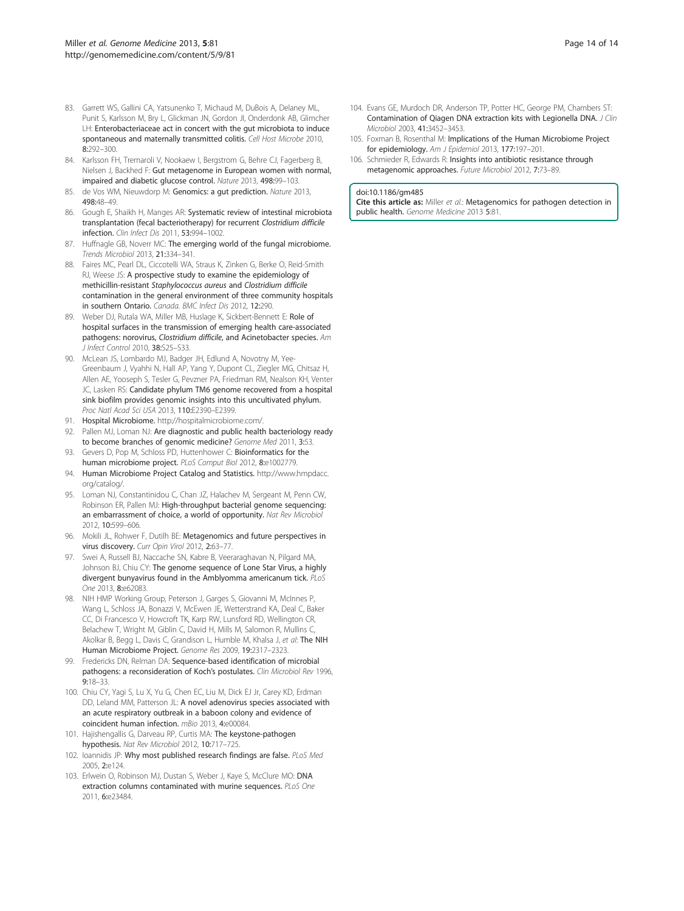83. Garrett WS, Gallini CA, Yatsunenko T, Michaud M, DuBois A, Delaney ML, Punit S, Karlsson M, Bry L, Glickman JN, Gordon JI, Onderdonk AB, Glimcher LH: **Enterobacteriaceae act in concert with the gut microbiota to induce spontaneous and maternally transmitted colitis.** *Cell Host Microbe* 2010, **8:**292–300.
84. Karlsson FH, Tremaroli V, Nookaew I, Bergstrom G, Behre CJ, Fagerberg B, Nielsen J, Backhed F: **Gut metagenome in European women with normal, impaired and diabetic glucose control.** *Nature* 2013, **498:**99–103.
85. de Vos WM, Nieuwdorp M: **Genomics: a gut prediction.** *Nature* 2013, **498:**48–49.
86. Gough E, Shaikh H, Manges AR: **Systematic review of intestinal microbiota transplantation (fecal bacteriotherapy) for recurrent *Clostridium difficile* infection.** *Clin Infect Dis* 2011, **53:**994–1002.
87. Huffnagle GB, Noverr MC: **The emerging world of the fungal microbiome.** *Trends Microbiol* 2013, **21:**334–341.
88. Faires MC, Pearl DL, Ciccotelli WA, Straus K, Zinken G, Berke O, Reid-Smith RJ, Weese JS: **A prospective study to examine the epidemiology of methicillin-resistant *Staphylococcus aureus* and *Clostridium difficile* contamination in the general environment of three community hospitals in southern Ontario.** *Canada. BMC Infect Dis* 2012, **12:**290.
89. Weber DJ, Rutala WA, Miller MB, Huslage K, Sickbert-Bennett E: **Role of hospital surfaces in the transmission of emerging health care-associated pathogens: norovirus, *Clostridium difficile*, and Acinetobacter species.** *Am J Infect Control* 2010, **38:**S25–S33.
90. McLean JS, Lombardo MJ, Badger JH, Edlund A, Novotny M, Yee-Greenbaum J, Vyahhi N, Hall AP, Yang Y, Dupont CL, Ziegler MG, Chitsaz H, Allen AE, Yooseph S, Tesler G, Pevzner PA, Friedman RM, Nealson KH, Venter JC, Lasken RS: **Candidate phylum TM6 genome recovered from a hospital sink biofilm provides genomic insights into this uncultivated phylum.** *Proc Natl Acad Sci USA* 2013, **110:**E2390–E2399.
91. **Hospital Microbiome.** http://hospitalmicrobiome.com/.
92. Pallen MJ, Loman NJ: **Are diagnostic and public health bacteriology ready to become branches of genomic medicine?** *Genome Med* 2011, **3:**53.
93. Gevers D, Pop M, Schloss PD, Huttenhower C: **Bioinformatics for the human microbiome project.** *PLoS Comput Biol* 2012, **8:**e1002779.
94. **Human Microbiome Project Catalog and Statistics.** http://www.hmpdacc.org/catalog/.
95. Loman NJ, Constantinidou C, Chan JZ, Halachev M, Sergeant M, Penn CW, Robinson ER, Pallen MJ: **High-throughput bacterial genome sequencing: an embarrassment of choice, a world of opportunity.** *Nat Rev Microbiol* 2012, **10:**599–606.
96. Mokili JL, Rohwer F, Dutilh BE: **Metagenomics and future perspectives in virus discovery.** *Curr Opin Virol* 2012, **2:**63–77.
97. Swei A, Russell BJ, Naccache SN, Kabre B, Veeraraghavan N, Pilgard MA, Johnson BJ, Chiu CY: **The genome sequence of Lone Star Virus, a highly divergent bunyavirus found in the Amblyomma americanum tick.** *PLoS One* 2013, **8:**e62083.
98. NIH HMP Working Group, Peterson J, Garges S, Giovanni M, McInnes P, Wang L, Schloss JA, Bonazzi V, McEwen JE, Wetterstrand KA, Deal C, Baker CC, Di Francesco V, Howcroft TK, Karp RW, Lunsford RD, Wellington CR, Belachew T, Wright M, Giblin C, David H, Mills M, Salomon R, Mullins C, Akolkar B, Begg L, Davis C, Grandison L, Humble M, Khalsa J, *et al*: **The NIH Human Microbiome Project.** *Genome Res* 2009, **19:**2317–2323.
99. Fredericks DN, Relman DA: **Sequence-based identification of microbial pathogens: a reconsideration of Koch's postulates.** *Clin Microbiol Rev* 1996, **9:**18–33.
100. Chiu CY, Yagi S, Lu X, Yu G, Chen EC, Liu M, Dick EJ Jr, Carey KD, Erdman DD, Leland MM, Patterson JL: **A novel adenovirus species associated with an acute respiratory outbreak in a baboon colony and evidence of coincident human infection.** *mBio* 2013, **4:**e00084.
101. Hajishengallis G, Darveau RP, Curtis MA: **The keystone-pathogen hypothesis.** *Nat Rev Microbiol* 2012, **10:**717–725.
102. Ioannidis JP: **Why most published research findings are false.** *PLoS Med* 2005, **2:**e124.
103. Erlwein O, Robinson MJ, Dustan S, Weber J, Kaye S, McClure MO: **DNA extraction columns contaminated with murine sequences.** *PLoS One* 2011, **6:**e23484.
104. Evans GE, Murdoch DR, Anderson TP, Potter HC, George PM, Chambers ST: **Contamination of Qiagen DNA extraction kits with Legionella DNA.** *J Clin Microbiol* 2003, **41:**3452–3453.
105. Foxman B, Rosenthal M: **Implications of the Human Microbiome Project for epidemiology.** *Am J Epidemiol* 2013, **177:**197–201.
106. Schmieder R, Edwards R: **Insights into antibiotic resistance through metagenomic approaches.** *Future Microbiol* 2012, **7:**73–89.

doi:10.1186/gm485
**Cite this article as:** Miller *et al.*: **Metagenomics for pathogen detection in public health.** *Genome Medicine* 2013 **5**:81.